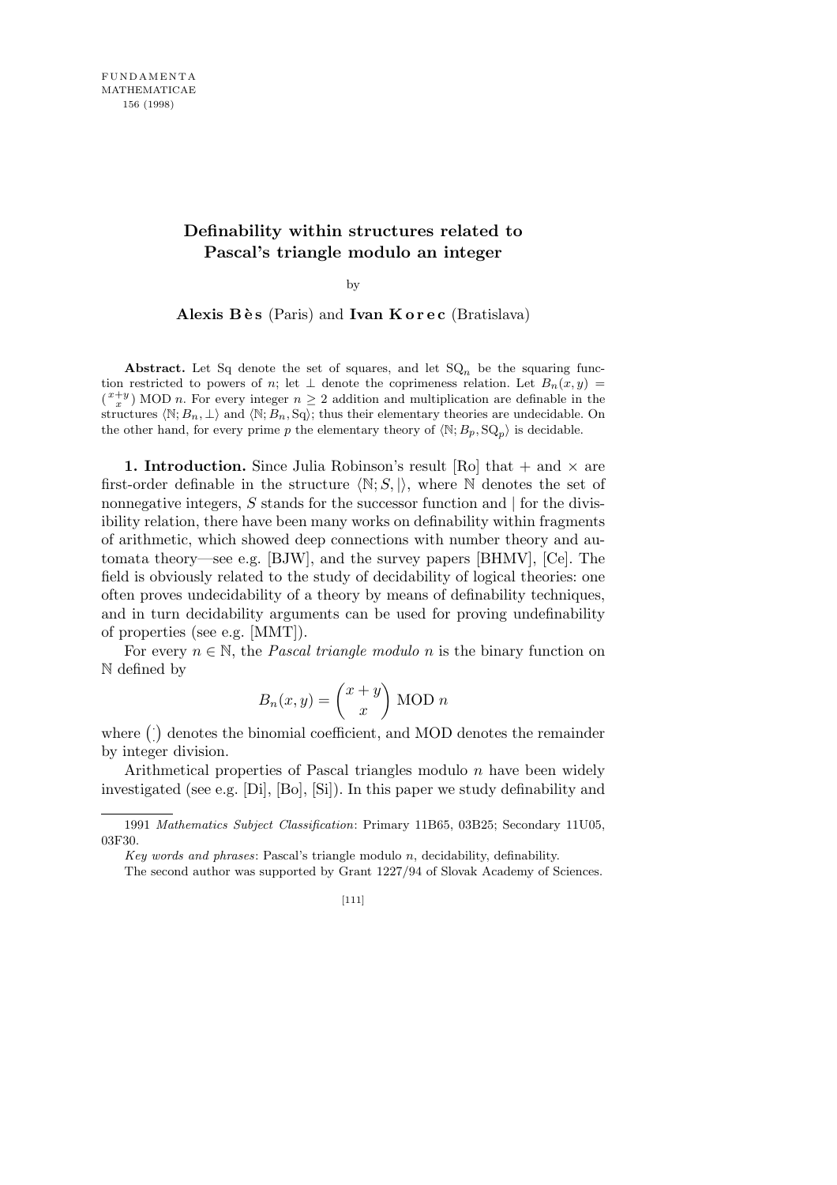# Definability within structures related to Pascal's triangle modulo an integer

by

**Alexis Bès** (Paris) and **Ivan Korec** (Bratislava)

**Abstract.** Let Sq denote the set of squares, and let $\mathrm{SQ}_n$ be the squaring function restricted to powers of $n$; let $\perp$ denote the coprimeness relation. Let $B_n(x,y) = \binom{x+y}{x}$ MOD $n$. For every integer $n \geq 2$ addition and multiplication are definable in the structures $\langle \mathbb{N}; B_n, \perp \rangle$ and $\langle \mathbb{N}; B_n, \mathrm{Sq} \rangle$; thus their elementary theories are undecidable. On the other hand, for every prime $p$ the elementary theory of $\langle \mathbb{N}; B_p, \mathrm{SQ}_p \rangle$ is decidable.

**1. Introduction.** Since Julia Robinson's result [Ro] that $+$ and $\times$ are first-order definable in the structure $\langle \mathbb{N}; S, | \rangle$, where $\mathbb{N}$ denotes the set of nonnegative integers, $S$ stands for the successor function and $|$ for the divisibility relation, there have been many works on definability within fragments of arithmetic, which showed deep connections with number theory and automata theory—see e.g. [BJW], and the survey papers [BHMV], [Ce]. The field is obviously related to the study of decidability of logical theories: one often proves undecidability of a theory by means of definability techniques, and in turn decidability arguments can be used for proving undefinability of properties (see e.g. [MMT]).

For every $n \in \mathbb{N}$, the *Pascal triangle modulo $n$* is the binary function on $\mathbb{N}$ defined by

$$B_n(x,y) = \binom{x+y}{x} \text{ MOD } n$$

where $\binom{\cdot}{\cdot}$ denotes the binomial coefficient, and MOD denotes the remainder by integer division.

Arithmetical properties of Pascal triangles modulo $n$ have been widely investigated (see e.g. [Di], [Bo], [Si]). In this paper we study definability and

---

1991 *Mathematics Subject Classification*: Primary 11B65, 03B25; Secondary 11U05, 03F30.

*Key words and phrases*: Pascal's triangle modulo $n$, decidability, definability.

The second author was supported by Grant 1227/94 of Slovak Academy of Sciences.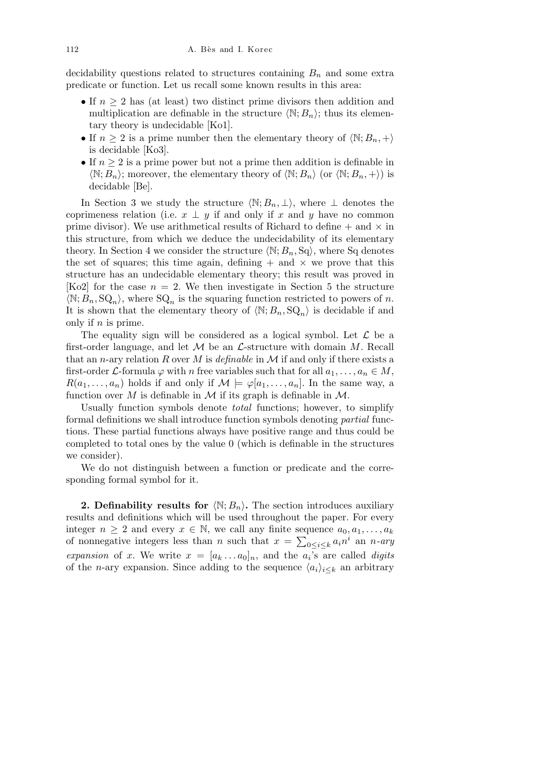decidability questions related to structures containing $B_n$ and some extra predicate or function. Let us recall some known results in this area:

- If $n \geq 2$ has (at least) two distinct prime divisors then addition and multiplication are definable in the structure $\langle \mathbb{N}; B_n \rangle$; thus its elementary theory is undecidable [Ko1].
- If $n \geq 2$ is a prime number then the elementary theory of $\langle \mathbb{N}; B_n, + \rangle$ is decidable [Ko3].
- If $n \geq 2$ is a prime power but not a prime then addition is definable in $\langle \mathbb{N}; B_n \rangle$; moreover, the elementary theory of $\langle \mathbb{N}; B_n \rangle$ (or $\langle \mathbb{N}; B_n, + \rangle$) is decidable [Be].

In Section 3 we study the structure $\langle \mathbb{N}; B_n, \perp \rangle$, where $\perp$ denotes the coprimeness relation (i.e. $x \perp y$ if and only if $x$ and $y$ have no common prime divisor). We use arithmetical results of Richard to define $+$ and $\times$ in this structure, from which we deduce the undecidability of its elementary theory. In Section 4 we consider the structure $\langle \mathbb{N}; B_n, \mathrm{Sq} \rangle$, where Sq denotes the set of squares; this time again, defining $+$ and $\times$ we prove that this structure has an undecidable elementary theory; this result was proved in [Ko2] for the case $n = 2$. We then investigate in Section 5 the structure $\langle \mathbb{N}; B_n, \mathrm{SQ}_n \rangle$, where $\mathrm{SQ}_n$ is the squaring function restricted to powers of $n$. It is shown that the elementary theory of $\langle \mathbb{N}; B_n, \mathrm{SQ}_n \rangle$ is decidable if and only if $n$ is prime.

The equality sign will be considered as a logical symbol. Let $\mathcal{L}$ be a first-order language, and let $\mathcal{M}$ be an $\mathcal{L}$-structure with domain $M$. Recall that an $n$-ary relation $R$ over $M$ is *definable* in $\mathcal{M}$ if and only if there exists a first-order $\mathcal{L}$-formula $\varphi$ with $n$ free variables such that for all $a_1, \ldots, a_n \in M$, $R(a_1, \ldots, a_n)$ holds if and only if $\mathcal{M} \models \varphi[a_1, \ldots, a_n]$. In the same way, a function over $M$ is definable in $\mathcal{M}$ if its graph is definable in $\mathcal{M}$.

Usually function symbols denote *total* functions; however, to simplify formal definitions we shall introduce function symbols denoting *partial* functions. These partial functions always have positive range and thus could be completed to total ones by the value 0 (which is definable in the structures we consider).

We do not distinguish between a function or predicate and the corresponding formal symbol for it.

**2. Definability results for $\langle \mathbb{N}; B_n \rangle$.** The section introduces auxiliary results and definitions which will be used throughout the paper. For every integer $n \geq 2$ and every $x \in \mathbb{N}$, we call any finite sequence $a_0, a_1, \ldots, a_k$ of nonnegative integers less than $n$ such that $x = \sum_{0 \leq i \leq k} a_i n^i$ an *$n$-ary expansion* of $x$. We write $x = [a_k \ldots a_0]_n$, and the $a_i$'s are called *digits* of the $n$-ary expansion. Since adding to the sequence $\langle a_i \rangle_{i \leq k}$ an arbitrary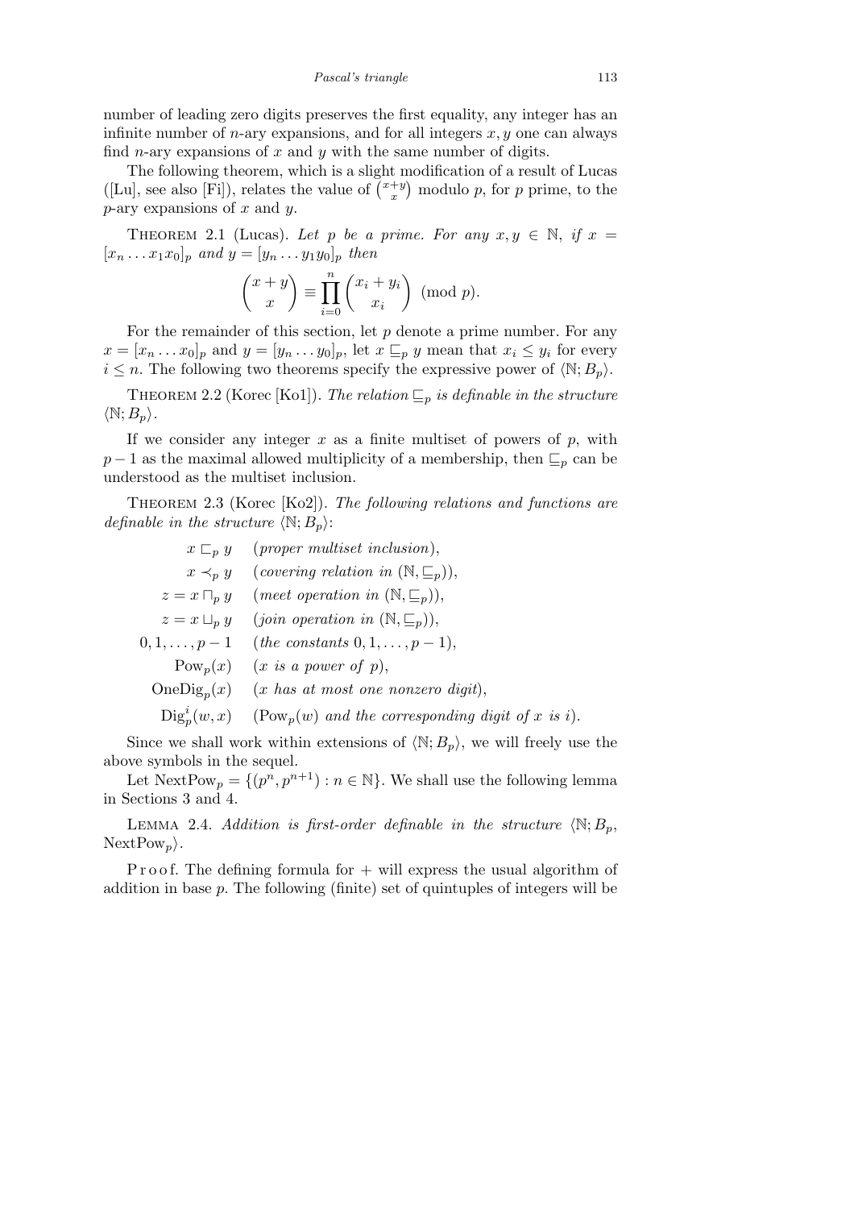number of leading zero digits preserves the first equality, any integer has an infinite number of $n$-ary expansions, and for all integers $x, y$ one can always find $n$-ary expansions of $x$ and $y$ with the same number of digits.

The following theorem, which is a slight modification of a result of Lucas ([Lu], see also [Fi]), relates the value of $\binom{x+y}{x}$ modulo $p$, for $p$ prime, to the $p$-ary expansions of $x$ and $y$.

Theorem 2.1 (Lucas). *Let $p$ be a prime. For any $x, y \in \mathbb{N}$, if $x = [x_n \ldots x_1 x_0]_p$ and $y = [y_n \ldots y_1 y_0]_p$ then*

$$\binom{x+y}{x} \equiv \prod_{i=0}^{n} \binom{x_i + y_i}{x_i} \pmod{p}.$$

For the remainder of this section, let $p$ denote a prime number. For any $x = [x_n \ldots x_0]_p$ and $y = [y_n \ldots y_0]_p$, let $x \sqsubseteq_p y$ mean that $x_i \le y_i$ for every $i \le n$. The following two theorems specify the expressive power of $\langle \mathbb{N}; B_p \rangle$.

Theorem 2.2 (Korec [Ko1]). *The relation $\sqsubseteq_p$ is definable in the structure $\langle \mathbb{N}; B_p \rangle$.*

If we consider any integer $x$ as a finite multiset of powers of $p$, with $p-1$ as the maximal allowed multiplicity of a membership, then $\sqsubseteq_p$ can be understood as the multiset inclusion.

Theorem 2.3 (Korec [Ko2]). *The following relations and functions are definable in the structure $\langle \mathbb{N}; B_p \rangle$:*

| | |
|---|---|
| $x \sqsubset_p y$ | (*proper multiset inclusion*), |
| $x \prec_p y$ | (*covering relation in* $(\mathbb{N}, \sqsubseteq_p)$), |
| $z = x \sqcap_p y$ | (*meet operation in* $(\mathbb{N}, \sqsubseteq_p)$), |
| $z = x \sqcup_p y$ | (*join operation in* $(\mathbb{N}, \sqsubseteq_p)$), |
| $0, 1, \ldots, p-1$ | (*the constants* $0, 1, \ldots, p-1$), |
| $\mathrm{Pow}_p(x)$ | ($x$ *is a power of* $p$), |
| $\mathrm{OneDig}_p(x)$ | ($x$ *has at most one nonzero digit*), |
| $\mathrm{Dig}_p^i(w, x)$ | ($\mathrm{Pow}_p(w)$ *and the corresponding digit of* $x$ *is* $i$). |

Since we shall work within extensions of $\langle \mathbb{N}; B_p \rangle$, we will freely use the above symbols in the sequel.

Let $\mathrm{NextPow}_p = \{(p^n, p^{n+1}) : n \in \mathbb{N}\}$. We shall use the following lemma in Sections 3 and 4.

Lemma 2.4. *Addition is first-order definable in the structure $\langle \mathbb{N}; B_p, \mathrm{NextPow}_p \rangle$.*

Proof. The defining formula for $+$ will express the usual algorithm of addition in base $p$. The following (finite) set of quintuples of integers will be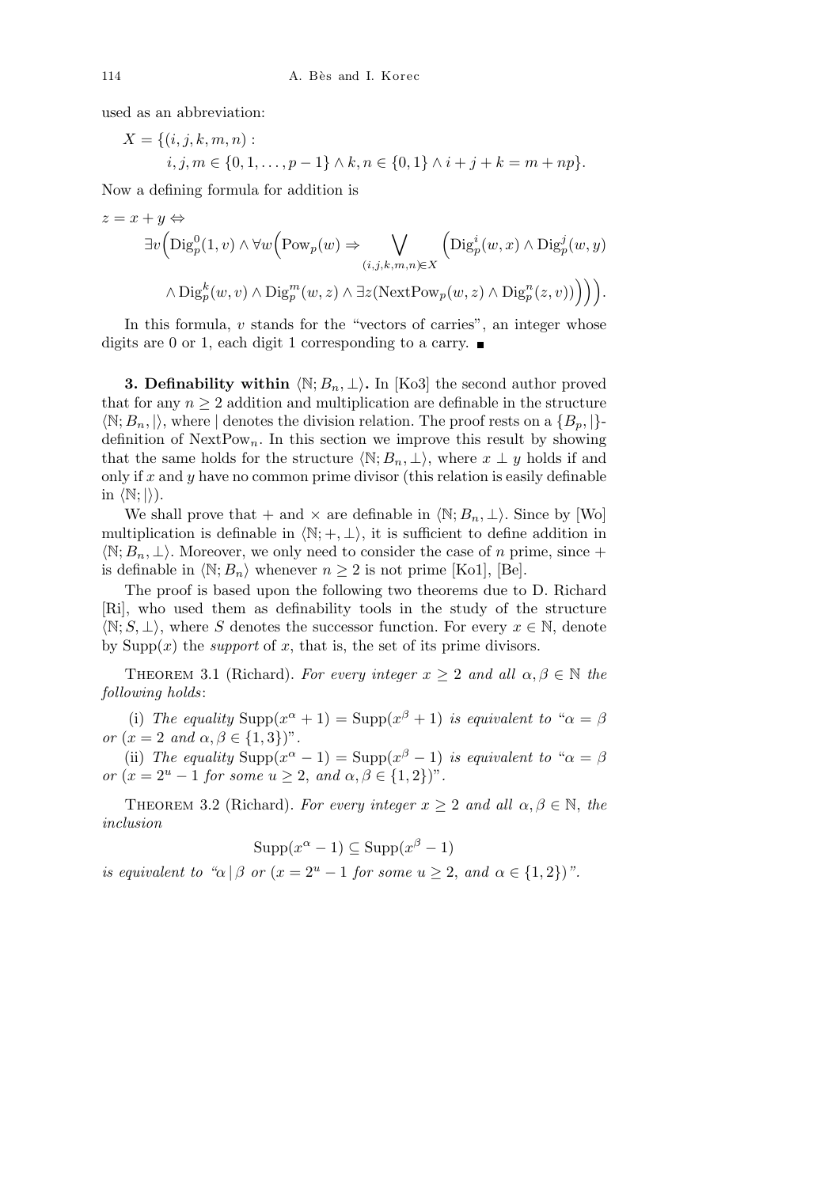used as an abbreviation:

$$X = \{(i,j,k,m,n) : \\ i,j,m \in \{0,1,\ldots,p-1\} \wedge k,n \in \{0,1\} \wedge i+j+k = m+np\}.$$

Now a defining formula for addition is

$$z = x + y \Leftrightarrow \\ \exists v \Big( \mathrm{Dig}_p^0(1,v) \wedge \forall w \Big( \mathrm{Pow}_p(w) \Rightarrow \bigvee_{(i,j,k,m,n)\in X} \Big( \mathrm{Dig}_p^i(w,x) \wedge \mathrm{Dig}_p^j(w,y) \\ \wedge \mathrm{Dig}_p^k(w,v) \wedge \mathrm{Dig}_p^m(w,z) \wedge \exists z (\mathrm{NextPow}_p(w,z) \wedge \mathrm{Dig}_p^n(z,v)) \Big) \Big) \Big).$$

In this formula, $v$ stands for the "vectors of carries", an integer whose digits are 0 or 1, each digit 1 corresponding to a carry. ■

**3. Definability within $\langle \mathbb{N}; B_n, \perp \rangle$.** In [Ko3] the second author proved that for any $n \geq 2$ addition and multiplication are definable in the structure $\langle \mathbb{N}; B_n, | \rangle$, where $|$ denotes the division relation. The proof rests on a $\{B_p, |\}$-definition of $\mathrm{NextPow}_n$. In this section we improve this result by showing that the same holds for the structure $\langle \mathbb{N}; B_n, \perp \rangle$, where $x \perp y$ holds if and only if $x$ and $y$ have no common prime divisor (this relation is easily definable in $\langle \mathbb{N}; | \rangle$).

We shall prove that $+$ and $\times$ are definable in $\langle \mathbb{N}; B_n, \perp \rangle$. Since by [Wo] multiplication is definable in $\langle \mathbb{N}; +, \perp \rangle$, it is sufficient to define addition in $\langle \mathbb{N}; B_n, \perp \rangle$. Moreover, we only need to consider the case of $n$ prime, since $+$ is definable in $\langle \mathbb{N}; B_n \rangle$ whenever $n \geq 2$ is not prime [Ko1], [Be].

The proof is based upon the following two theorems due to D. Richard [Ri], who used them as definability tools in the study of the structure $\langle \mathbb{N}; S, \perp \rangle$, where $S$ denotes the successor function. For every $x \in \mathbb{N}$, denote by $\mathrm{Supp}(x)$ the *support* of $x$, that is, the set of its prime divisors.

Theorem 3.1 (Richard). *For every integer $x \geq 2$ and all $\alpha, \beta \in \mathbb{N}$ the following holds*:

(i) *The equality $\mathrm{Supp}(x^\alpha + 1) = \mathrm{Supp}(x^\beta + 1)$ is equivalent to "$\alpha = \beta$ or ($x = 2$ and $\alpha, \beta \in \{1, 3\}$)".*

(ii) *The equality $\mathrm{Supp}(x^\alpha - 1) = \mathrm{Supp}(x^\beta - 1)$ is equivalent to "$\alpha = \beta$ or ($x = 2^u - 1$ for some $u \geq 2$, and $\alpha, \beta \in \{1, 2\}$)".*

Theorem 3.2 (Richard). *For every integer $x \geq 2$ and all $\alpha, \beta \in \mathbb{N}$, the inclusion*

$$\mathrm{Supp}(x^\alpha - 1) \subseteq \mathrm{Supp}(x^\beta - 1)$$

*is equivalent to "$\alpha \,|\, \beta$ or ($x = 2^u - 1$ for some $u \geq 2$, and $\alpha \in \{1, 2\}$)".*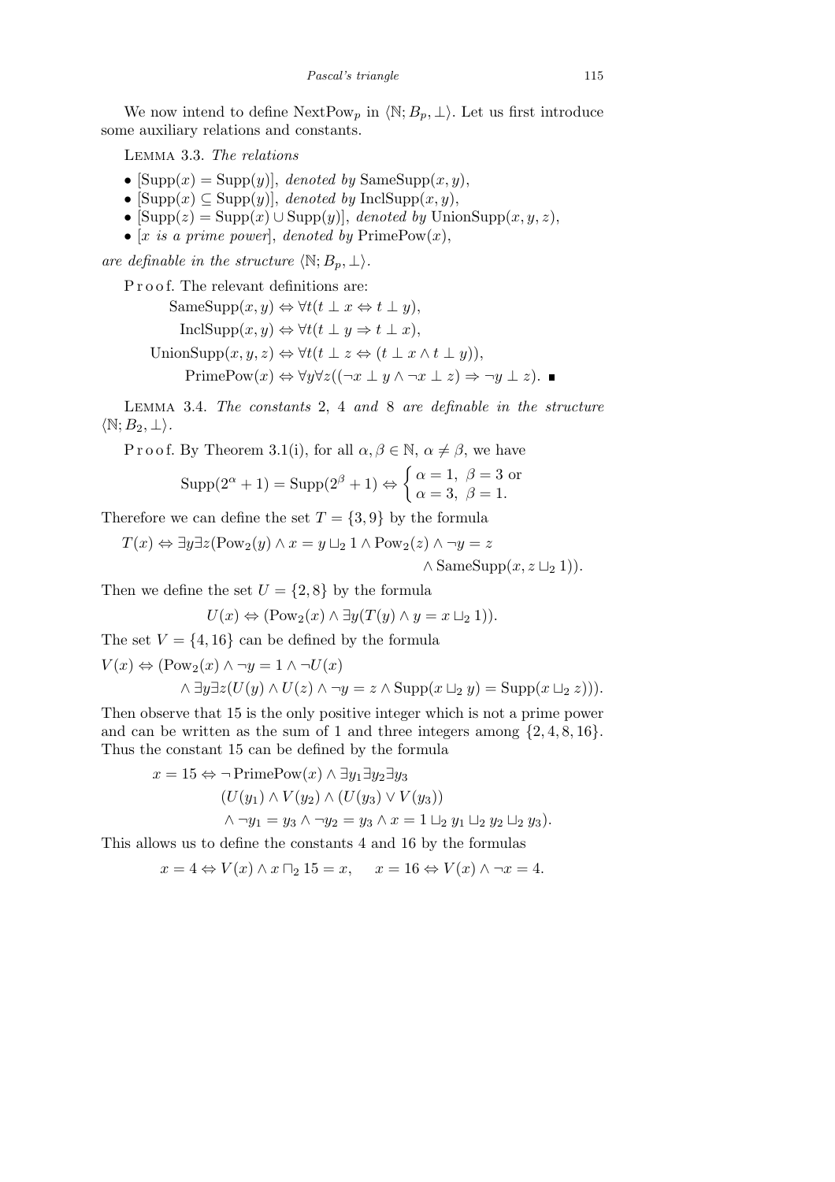We now intend to define $\mathrm{NextPow}_p$ in $\langle \mathbb{N}; B_p, \perp \rangle$. Let us first introduce some auxiliary relations and constants.

LEMMA 3.3. *The relations*

- $[\mathrm{Supp}(x) = \mathrm{Supp}(y)]$, *denoted by* $\mathrm{SameSupp}(x, y)$,
- $[\mathrm{Supp}(x) \subseteq \mathrm{Supp}(y)]$, *denoted by* $\mathrm{InclSupp}(x, y)$,
- $[\mathrm{Supp}(z) = \mathrm{Supp}(x) \cup \mathrm{Supp}(y)]$, *denoted by* $\mathrm{UnionSupp}(x, y, z)$,
- $[x$ *is a prime power*$]$, *denoted by* $\mathrm{PrimePow}(x)$,

*are definable in the structure* $\langle \mathbb{N}; B_p, \perp \rangle$.

Proof. The relevant definitions are:

$$\mathrm{SameSupp}(x, y) \Leftrightarrow \forall t (t \perp x \Leftrightarrow t \perp y),$$

$$\mathrm{InclSupp}(x, y) \Leftrightarrow \forall t (t \perp y \Rightarrow t \perp x),$$

$$\mathrm{UnionSupp}(x, y, z) \Leftrightarrow \forall t (t \perp z \Leftrightarrow (t \perp x \wedge t \perp y)),$$

$$\mathrm{PrimePow}(x) \Leftrightarrow \forall y \forall z ((\neg x \perp y \wedge \neg x \perp z) \Rightarrow \neg y \perp z). \ \blacksquare$$

LEMMA 3.4. *The constants* 2, 4 *and* 8 *are definable in the structure* $\langle \mathbb{N}; B_2, \perp \rangle$.

Proof. By Theorem 3.1(i), for all $\alpha, \beta \in \mathbb{N}$, $\alpha \neq \beta$, we have

$$\mathrm{Supp}(2^\alpha + 1) = \mathrm{Supp}(2^\beta + 1) \Leftrightarrow \begin{cases} \alpha = 1, \ \beta = 3 \text{ or} \\ \alpha = 3, \ \beta = 1. \end{cases}$$

Therefore we can define the set $T = \{3, 9\}$ by the formula

$$T(x) \Leftrightarrow \exists y \exists z (\mathrm{Pow}_2(y) \wedge x = y \sqcup_2 1 \wedge \mathrm{Pow}_2(z) \wedge \neg y = z \wedge \mathrm{SameSupp}(x, z \sqcup_2 1)).$$

Then we define the set $U = \{2, 8\}$ by the formula

$$U(x) \Leftrightarrow (\mathrm{Pow}_2(x) \wedge \exists y (T(y) \wedge y = x \sqcup_2 1)).$$

The set $V = \{4, 16\}$ can be defined by the formula

$$V(x) \Leftrightarrow (\mathrm{Pow}_2(x) \wedge \neg y = 1 \wedge \neg U(x) \wedge \exists y \exists z (U(y) \wedge U(z) \wedge \neg y = z \wedge \mathrm{Supp}(x \sqcup_2 y) = \mathrm{Supp}(x \sqcup_2 z))).$$

Then observe that 15 is the only positive integer which is not a prime power and can be written as the sum of 1 and three integers among $\{2, 4, 8, 16\}$. Thus the constant 15 can be defined by the formula

$$x = 15 \Leftrightarrow \neg \mathrm{PrimePow}(x) \wedge \exists y_1 \exists y_2 \exists y_3 (U(y_1) \wedge V(y_2) \wedge (U(y_3) \vee V(y_3)) \wedge \neg y_1 = y_3 \wedge \neg y_2 = y_3 \wedge x = 1 \sqcup_2 y_1 \sqcup_2 y_2 \sqcup_2 y_3).$$

This allows us to define the constants 4 and 16 by the formulas

$$x = 4 \Leftrightarrow V(x) \wedge x \sqcap_2 15 = x, \qquad x = 16 \Leftrightarrow V(x) \wedge \neg x = 4.$$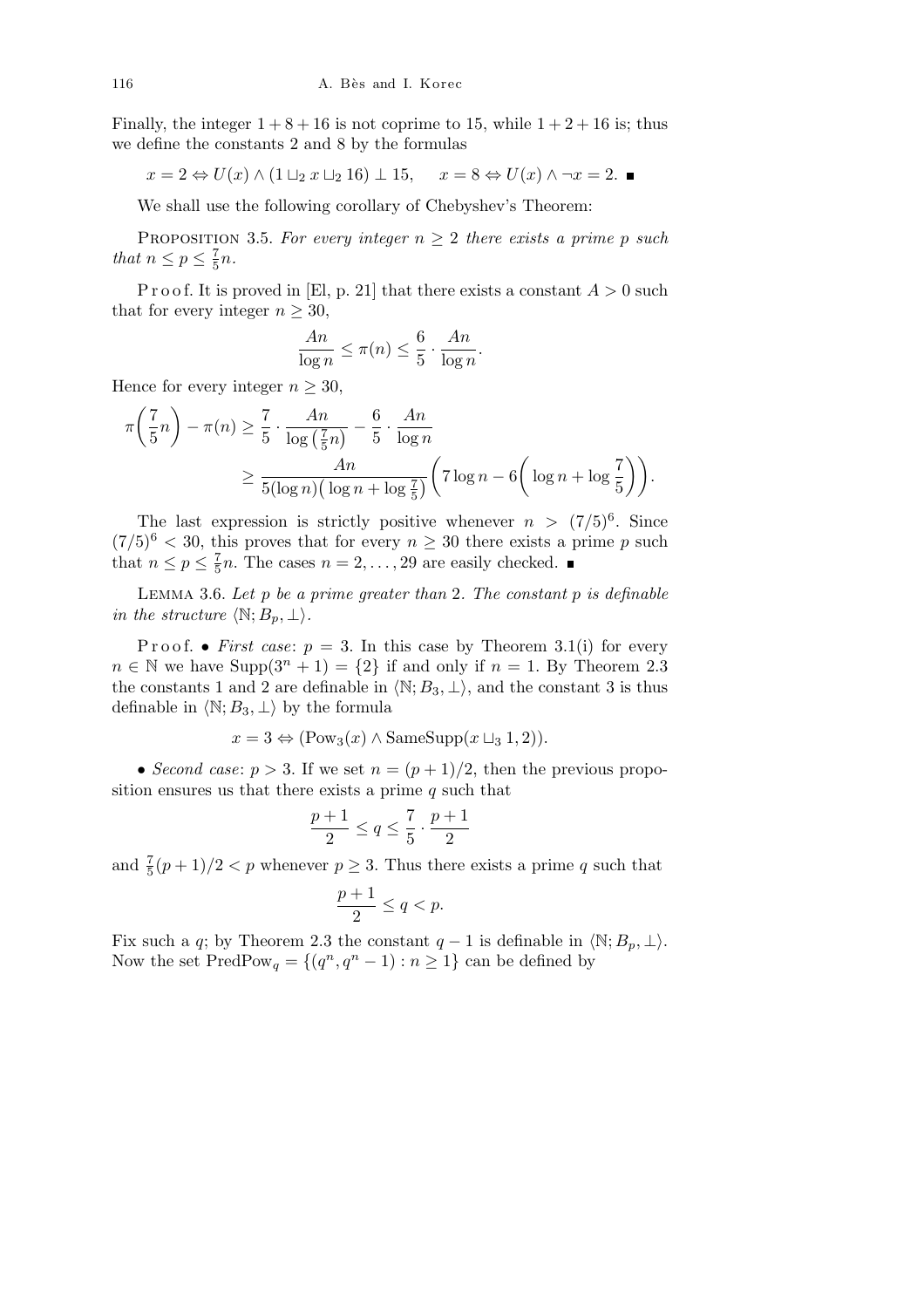Finally, the integer $1 + 8 + 16$ is not coprime to 15, while $1 + 2 + 16$ is; thus we define the constants 2 and 8 by the formulas

$$x = 2 \Leftrightarrow U(x) \wedge (1 \sqcup_2 x \sqcup_2 16) \perp 15, \quad x = 8 \Leftrightarrow U(x) \wedge \neg x = 2. \ \blacksquare$$

We shall use the following corollary of Chebyshev's Theorem:

Proposition 3.5. *For every integer $n \geq 2$ there exists a prime $p$ such that $n \leq p \leq \frac{7}{5}n$.*

Proof. It is proved in [El, p. 21] that there exists a constant $A > 0$ such that for every integer $n \geq 30$,

$$\frac{An}{\log n} \leq \pi(n) \leq \frac{6}{5} \cdot \frac{An}{\log n}.$$

Hence for every integer $n \geq 30$,

$$\pi\left(\frac{7}{5}n\right) - \pi(n) \geq \frac{7}{5} \cdot \frac{An}{\log\left(\frac{7}{5}n\right)} - \frac{6}{5} \cdot \frac{An}{\log n}$$
$$\geq \frac{An}{5(\log n)\left(\log n + \log \frac{7}{5}\right)}\left(7 \log n - 6\left(\log n + \log \frac{7}{5}\right)\right).$$

The last expression is strictly positive whenever $n > (7/5)^6$. Since $(7/5)^6 < 30$, this proves that for every $n \geq 30$ there exists a prime $p$ such that $n \leq p \leq \frac{7}{5}n$. The cases $n = 2, \ldots, 29$ are easily checked. $\blacksquare$

Lemma 3.6. *Let $p$ be a prime greater than 2. The constant $p$ is definable in the structure $\langle \mathbb{N}; B_p, \perp \rangle$.*

Proof. • *First case*: $p = 3$. In this case by Theorem 3.1(i) for every $n \in \mathbb{N}$ we have $\mathrm{Supp}(3^n + 1) = \{2\}$ if and only if $n = 1$. By Theorem 2.3 the constants 1 and 2 are definable in $\langle \mathbb{N}; B_3, \perp \rangle$, and the constant 3 is thus definable in $\langle \mathbb{N}; B_3, \perp \rangle$ by the formula

$$x = 3 \Leftrightarrow (\mathrm{Pow}_3(x) \wedge \mathrm{SameSupp}(x \sqcup_3 1, 2)).$$

• *Second case*: $p > 3$. If we set $n = (p + 1)/2$, then the previous proposition ensures us that there exists a prime $q$ such that

$$\frac{p + 1}{2} \leq q \leq \frac{7}{5} \cdot \frac{p + 1}{2}$$

and $\frac{7}{5}(p + 1)/2 < p$ whenever $p \geq 3$. Thus there exists a prime $q$ such that

$$\frac{p + 1}{2} \leq q < p.$$

Fix such a $q$; by Theorem 2.3 the constant $q - 1$ is definable in $\langle \mathbb{N}; B_p, \perp \rangle$. Now the set $\mathrm{PredPow}_q = \{(q^n, q^n - 1) : n \geq 1\}$ can be defined by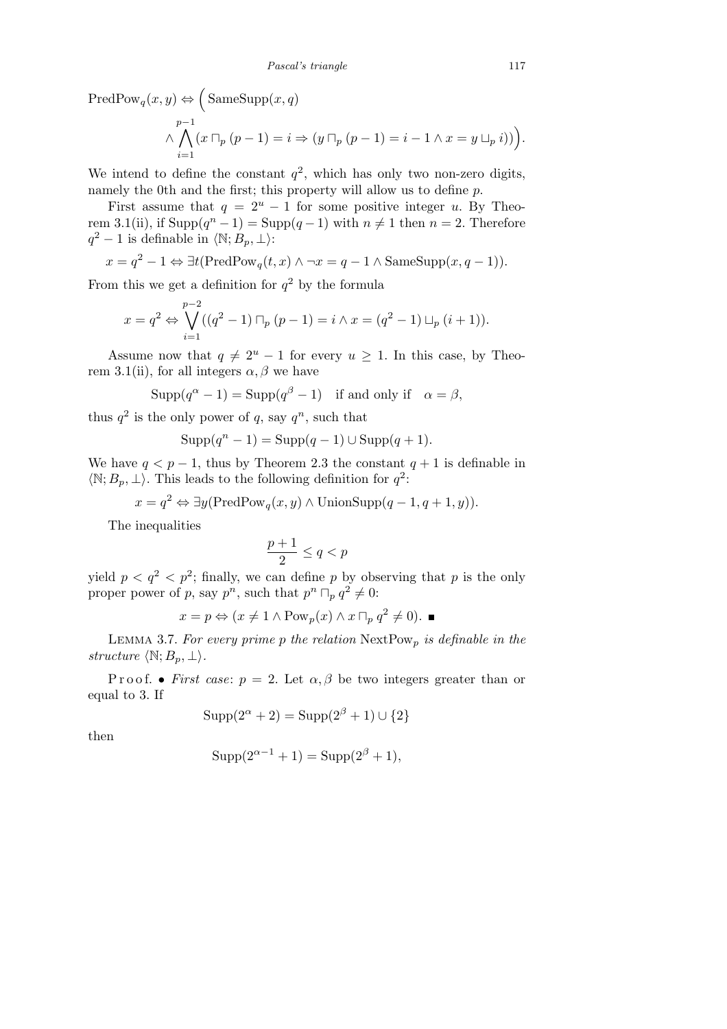$$\mathrm{PredPow}_q(x,y) \Leftrightarrow \Big( \mathrm{SameSupp}(x,q) \wedge \bigwedge_{i=1}^{p-1} (x \sqcap_p (p-1) = i \Rightarrow (y \sqcap_p (p-1) = i-1 \wedge x = y \sqcup_p i))\Big).$$

We intend to define the constant $q^2$, which has only two non-zero digits, namely the 0th and the first; this property will allow us to define $p$.

First assume that $q = 2^u - 1$ for some positive integer $u$. By Theorem 3.1(ii), if $\mathrm{Supp}(q^n - 1) = \mathrm{Supp}(q-1)$ with $n \neq 1$ then $n = 2$. Therefore $q^2 - 1$ is definable in $\langle \mathbb{N}; B_p, \perp\rangle$:

$$x = q^2 - 1 \Leftrightarrow \exists t (\mathrm{PredPow}_q(t,x) \wedge \neg x = q - 1 \wedge \mathrm{SameSupp}(x, q-1)).$$

From this we get a definition for $q^2$ by the formula

$$x = q^2 \Leftrightarrow \bigvee_{i=1}^{p-2} ((q^2-1) \sqcap_p (p-1) = i \wedge x = (q^2-1) \sqcup_p (i+1)).$$

Assume now that $q \neq 2^u - 1$ for every $u \geq 1$. In this case, by Theorem 3.1(ii), for all integers $\alpha, \beta$ we have

$$\mathrm{Supp}(q^\alpha - 1) = \mathrm{Supp}(q^\beta - 1) \quad \text{if and only if} \quad \alpha = \beta,$$

thus $q^2$ is the only power of $q$, say $q^n$, such that

$$\mathrm{Supp}(q^n - 1) = \mathrm{Supp}(q-1) \cup \mathrm{Supp}(q+1).$$

We have $q < p - 1$, thus by Theorem 2.3 the constant $q + 1$ is definable in $\langle \mathbb{N}; B_p, \perp\rangle$. This leads to the following definition for $q^2$:

$$x = q^2 \Leftrightarrow \exists y (\mathrm{PredPow}_q(x,y) \wedge \mathrm{UnionSupp}(q-1, q+1, y)).$$

The inequalities

$$\frac{p+1}{2} \leq q < p$$

yield $p < q^2 < p^2$; finally, we can define $p$ by observing that $p$ is the only proper power of $p$, say $p^n$, such that $p^n \sqcap_p q^2 \neq 0$:

$$x = p \Leftrightarrow (x \neq 1 \wedge \mathrm{Pow}_p(x) \wedge x \sqcap_p q^2 \neq 0). \ \blacksquare$$

Lemma 3.7. *For every prime $p$ the relation* $\mathrm{NextPow}_p$ *is definable in the structure* $\langle \mathbb{N}; B_p, \perp\rangle$.

Proof. • *First case*: $p = 2$. Let $\alpha, \beta$ be two integers greater than or equal to 3. If

$$\mathrm{Supp}(2^\alpha + 2) = \mathrm{Supp}(2^\beta + 1) \cup \{2\}$$

then

$$\mathrm{Supp}(2^{\alpha-1} + 1) = \mathrm{Supp}(2^\beta + 1),$$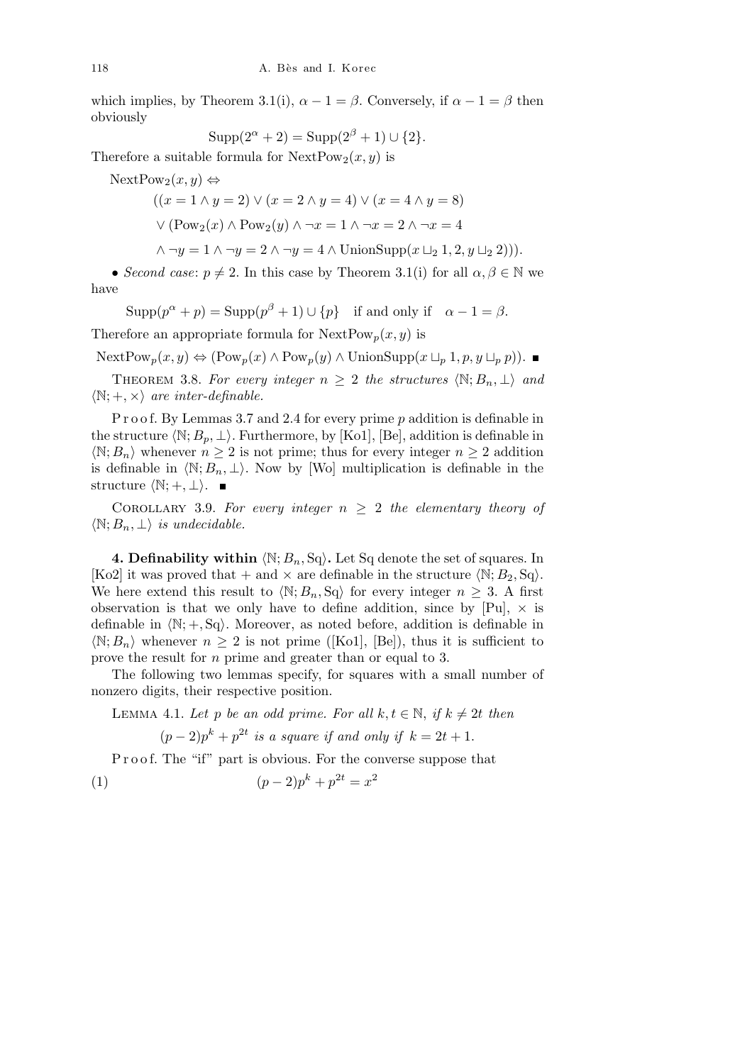which implies, by Theorem 3.1(i), $\alpha - 1 = \beta$. Conversely, if $\alpha - 1 = \beta$ then obviously

$$\mathrm{Supp}(2^\alpha + 2) = \mathrm{Supp}(2^\beta + 1) \cup \{2\}.$$

Therefore a suitable formula for $\mathrm{NextPow}_2(x, y)$ is

$$\begin{aligned}
&\mathrm{NextPow}_2(x, y) \Leftrightarrow \\
&\qquad ((x = 1 \wedge y = 2) \vee (x = 2 \wedge y = 4) \vee (x = 4 \wedge y = 8) \\
&\qquad \vee (\mathrm{Pow}_2(x) \wedge \mathrm{Pow}_2(y) \wedge \neg x = 1 \wedge \neg x = 2 \wedge \neg x = 4 \\
&\qquad \wedge \neg y = 1 \wedge \neg y = 2 \wedge \neg y = 4 \wedge \mathrm{UnionSupp}(x \sqcup_2 1, 2, y \sqcup_2 2))).
\end{aligned}$$

• *Second case*: $p \neq 2$. In this case by Theorem 3.1(i) for all $\alpha, \beta \in \mathbb{N}$ we have

$$\mathrm{Supp}(p^\alpha + p) = \mathrm{Supp}(p^\beta + 1) \cup \{p\} \quad \text{if and only if} \quad \alpha - 1 = \beta.$$

Therefore an appropriate formula for $\mathrm{NextPow}_p(x, y)$ is

$$\mathrm{NextPow}_p(x, y) \Leftrightarrow (\mathrm{Pow}_p(x) \wedge \mathrm{Pow}_p(y) \wedge \mathrm{UnionSupp}(x \sqcup_p 1, p, y \sqcup_p p)). \ \blacksquare$$

THEOREM 3.8. *For every integer $n \geq 2$ the structures $\langle \mathbb{N}; B_n, \perp \rangle$ and $\langle \mathbb{N}; +, \times \rangle$ are inter-definable.*

Proof. By Lemmas 3.7 and 2.4 for every prime $p$ addition is definable in the structure $\langle \mathbb{N}; B_p, \perp \rangle$. Furthermore, by [Ko1], [Be], addition is definable in $\langle \mathbb{N}; B_n \rangle$ whenever $n \geq 2$ is not prime; thus for every integer $n \geq 2$ addition is definable in $\langle \mathbb{N}; B_n, \perp \rangle$. Now by [Wo] multiplication is definable in the structure $\langle \mathbb{N}; +, \perp \rangle$. $\blacksquare$

COROLLARY 3.9. *For every integer $n \geq 2$ the elementary theory of $\langle \mathbb{N}; B_n, \perp \rangle$ is undecidable.*

## 4. Definability within $\langle \mathbb{N}; B_n, \mathrm{Sq} \rangle$.

Let Sq denote the set of squares. In [Ko2] it was proved that $+$ and $\times$ are definable in the structure $\langle \mathbb{N}; B_2, \mathrm{Sq} \rangle$. We here extend this result to $\langle \mathbb{N}; B_n, \mathrm{Sq} \rangle$ for every integer $n \geq 3$. A first observation is that we only have to define addition, since by [Pu], $\times$ is definable in $\langle \mathbb{N}; +, \mathrm{Sq} \rangle$. Moreover, as noted before, addition is definable in $\langle \mathbb{N}; B_n \rangle$ whenever $n \geq 2$ is not prime ([Ko1], [Be]), thus it is sufficient to prove the result for $n$ prime and greater than or equal to 3.

The following two lemmas specify, for squares with a small number of nonzero digits, their respective position.

LEMMA 4.1. *Let $p$ be an odd prime. For all $k, t \in \mathbb{N}$, if $k \neq 2t$ then*

$$(p - 2)p^k + p^{2t} \text{ is a square if and only if } k = 2t + 1.$$

Proof. The "if" part is obvious. For the converse suppose that

$$(p - 2)p^k + p^{2t} = x^2 \tag{1}$$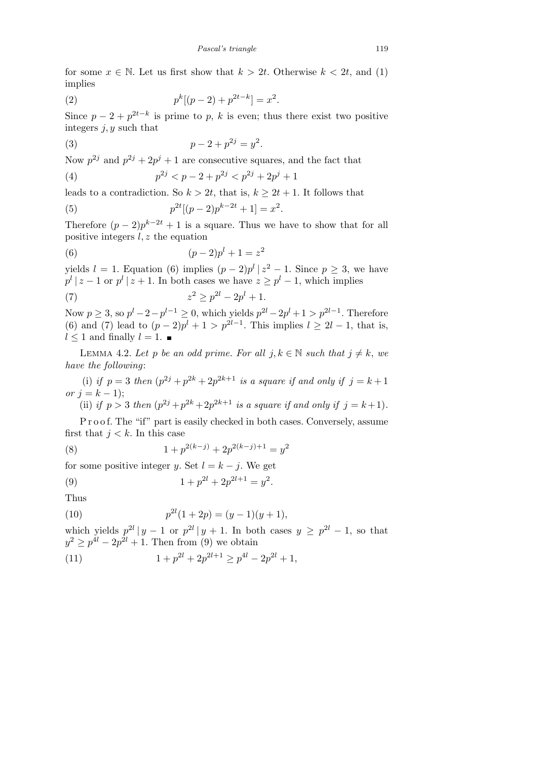for some $x \in \mathbb{N}$. Let us first show that $k > 2t$. Otherwise $k < 2t$, and (1) implies

$$p^k[(p-2) + p^{2t-k}] = x^2. \tag{2}$$

Since $p - 2 + p^{2t-k}$ is prime to $p$, $k$ is even; thus there exist two positive integers $j, y$ such that

$$p - 2 + p^{2j} = y^2. \tag{3}$$

Now $p^{2j}$ and $p^{2j} + 2p^j + 1$ are consecutive squares, and the fact that

$$p^{2j} < p - 2 + p^{2j} < p^{2j} + 2p^j + 1 \tag{4}$$

leads to a contradiction. So $k > 2t$, that is, $k \geq 2t + 1$. It follows that

$$p^{2t}[(p-2)p^{k-2t} + 1] = x^2. \tag{5}$$

Therefore $(p-2)p^{k-2t} + 1$ is a square. Thus we have to show that for all positive integers $l, z$ the equation

$$(p-2)p^l + 1 = z^2 \tag{6}$$

yields $l = 1$. Equation (6) implies $(p-2)p^l \mid z^2 - 1$. Since $p \geq 3$, we have $p^l \mid z - 1$ or $p^l \mid z + 1$. In both cases we have $z \geq p^l - 1$, which implies

$$z^2 \geq p^{2l} - 2p^l + 1. \tag{7}$$

Now $p \geq 3$, so $p^l - 2 - p^{l-1} \geq 0$, which yields $p^{2l} - 2p^l + 1 > p^{2l-1}$. Therefore (6) and (7) lead to $(p-2)p^l + 1 > p^{2l-1}$. This implies $l \geq 2l - 1$, that is, $l \leq 1$ and finally $l = 1$. ∎

Lemma 4.2. *Let $p$ be an odd prime. For all $j, k \in \mathbb{N}$ such that $j \neq k$, we have the following*:

(i) *if $p = 3$ then $(p^{2j} + p^{2k} + 2p^{2k+1}$ is a square if and only if $j = k + 1$ or $j = k - 1)$;*

(ii) *if $p > 3$ then $(p^{2j} + p^{2k} + 2p^{2k+1}$ is a square if and only if $j = k + 1)$.*

Proof. The "if" part is easily checked in both cases. Conversely, assume first that $j < k$. In this case

$$1 + p^{2(k-j)} + 2p^{2(k-j)+1} = y^2 \tag{8}$$

for some positive integer $y$. Set $l = k - j$. We get

$$1 + p^{2l} + 2p^{2l+1} = y^2. \tag{9}$$

Thus

$$p^{2l}(1 + 2p) = (y-1)(y+1), \tag{10}$$

which yields $p^{2l} \mid y - 1$ or $p^{2l} \mid y + 1$. In both cases $y \geq p^{2l} - 1$, so that $y^2 \geq p^{4l} - 2p^{2l} + 1$. Then from (9) we obtain

$$1 + p^{2l} + 2p^{2l+1} \geq p^{4l} - 2p^{2l} + 1, \tag{11}$$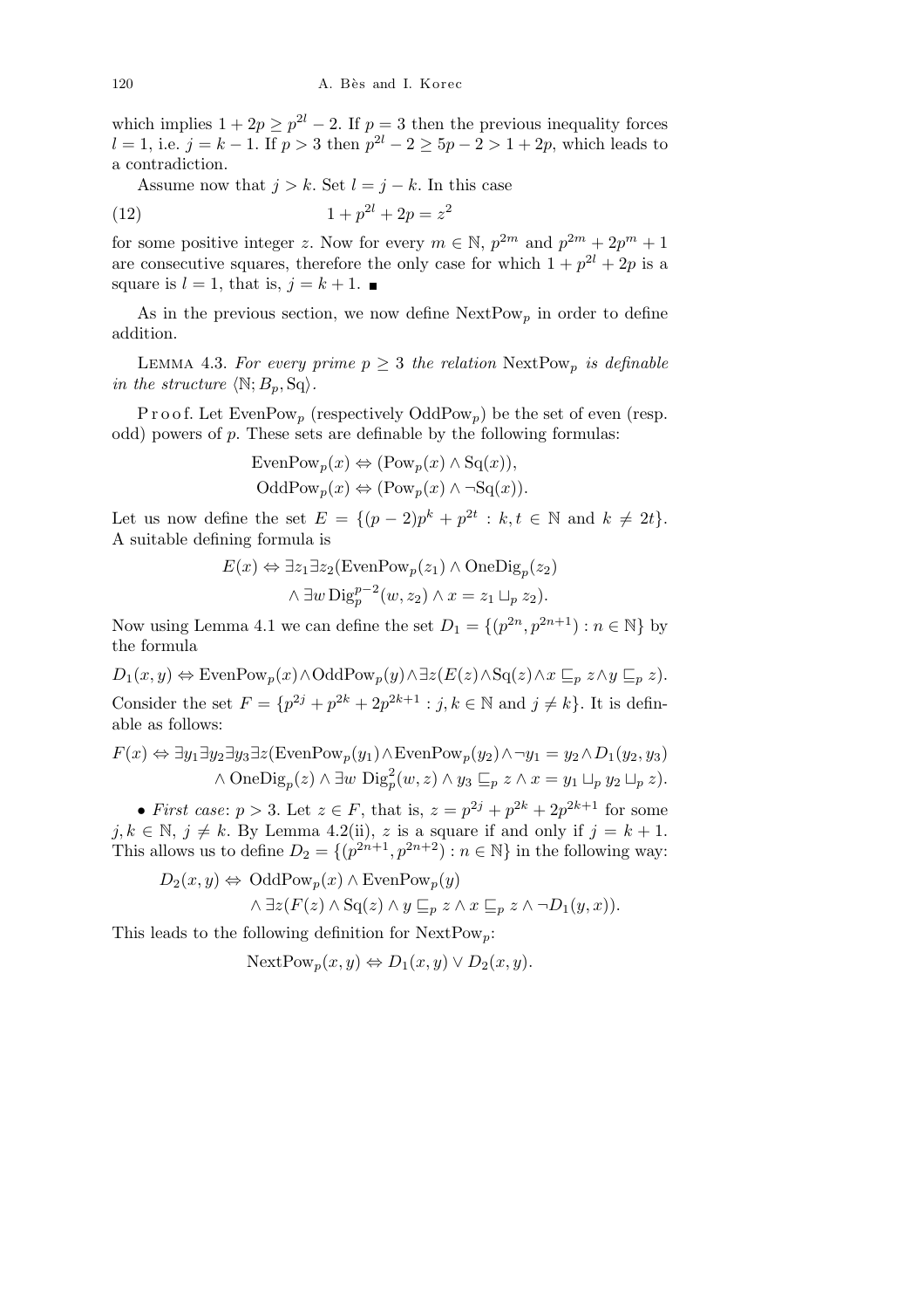which implies $1 + 2p \geq p^{2l} - 2$. If $p = 3$ then the previous inequality forces $l = 1$, i.e. $j = k - 1$. If $p > 3$ then $p^{2l} - 2 \geq 5p - 2 > 1 + 2p$, which leads to a contradiction.

Assume now that $j > k$. Set $l = j - k$. In this case

$$1 + p^{2l} + 2p = z^2 \tag{12}$$

for some positive integer $z$. Now for every $m \in \mathbb{N}$, $p^{2m}$ and $p^{2m} + 2p^m + 1$ are consecutive squares, therefore the only case for which $1 + p^{2l} + 2p$ is a square is $l = 1$, that is, $j = k + 1$. ∎

As in the previous section, we now define $\mathrm{NextPow}_p$ in order to define addition.

Lemma 4.3. *For every prime $p \geq 3$ the relation $\mathrm{NextPow}_p$ is definable in the structure $\langle \mathbb{N}; B_p, \mathrm{Sq}\rangle$.*

Proof. Let $\mathrm{EvenPow}_p$ (respectively $\mathrm{OddPow}_p$) be the set of even (resp. odd) powers of $p$. These sets are definable by the following formulas:

$$\mathrm{EvenPow}_p(x) \Leftrightarrow (\mathrm{Pow}_p(x) \wedge \mathrm{Sq}(x)),$$
$$\mathrm{OddPow}_p(x) \Leftrightarrow (\mathrm{Pow}_p(x) \wedge \neg\mathrm{Sq}(x)).$$

Let us now define the set $E = \{(p-2)p^k + p^{2t} : k, t \in \mathbb{N} \text{ and } k \neq 2t\}$. A suitable defining formula is

$$E(x) \Leftrightarrow \exists z_1 \exists z_2 (\mathrm{EvenPow}_p(z_1) \wedge \mathrm{OneDig}_p(z_2)$$
$$\wedge\, \exists w\, \mathrm{Dig}_p^{p-2}(w, z_2) \wedge x = z_1 \sqcup_p z_2).$$

Now using Lemma 4.1 we can define the set $D_1 = \{(p^{2n}, p^{2n+1}) : n \in \mathbb{N}\}$ by the formula

$$D_1(x,y) \Leftrightarrow \mathrm{EvenPow}_p(x) \wedge \mathrm{OddPow}_p(y) \wedge \exists z (E(z) \wedge \mathrm{Sq}(z) \wedge x \sqsubseteq_p z \wedge y \sqsubseteq_p z).$$

Consider the set $F = \{p^{2j} + p^{2k} + 2p^{2k+1} : j, k \in \mathbb{N} \text{ and } j \neq k\}$. It is definable as follows:

$$F(x) \Leftrightarrow \exists y_1 \exists y_2 \exists y_3 \exists z (\mathrm{EvenPow}_p(y_1) \wedge \mathrm{EvenPow}_p(y_2) \wedge \neg y_1 = y_2 \wedge D_1(y_2, y_3)$$
$$\wedge\, \mathrm{OneDig}_p(z) \wedge \exists w\; \mathrm{Dig}_p^2(w, z) \wedge y_3 \sqsubseteq_p z \wedge x = y_1 \sqcup_p y_2 \sqcup_p z).$$

• *First case*: $p > 3$. Let $z \in F$, that is, $z = p^{2j} + p^{2k} + 2p^{2k+1}$ for some $j, k \in \mathbb{N}$, $j \neq k$. By Lemma 4.2(ii), $z$ is a square if and only if $j = k + 1$. This allows us to define $D_2 = \{(p^{2n+1}, p^{2n+2}) : n \in \mathbb{N}\}$ in the following way:

$$D_2(x,y) \Leftrightarrow \mathrm{OddPow}_p(x) \wedge \mathrm{EvenPow}_p(y)$$
$$\wedge\, \exists z (F(z) \wedge \mathrm{Sq}(z) \wedge y \sqsubseteq_p z \wedge x \sqsubseteq_p z \wedge \neg D_1(y, x)).$$

This leads to the following definition for $\mathrm{NextPow}_p$:

$$\mathrm{NextPow}_p(x,y) \Leftrightarrow D_1(x,y) \vee D_2(x,y).$$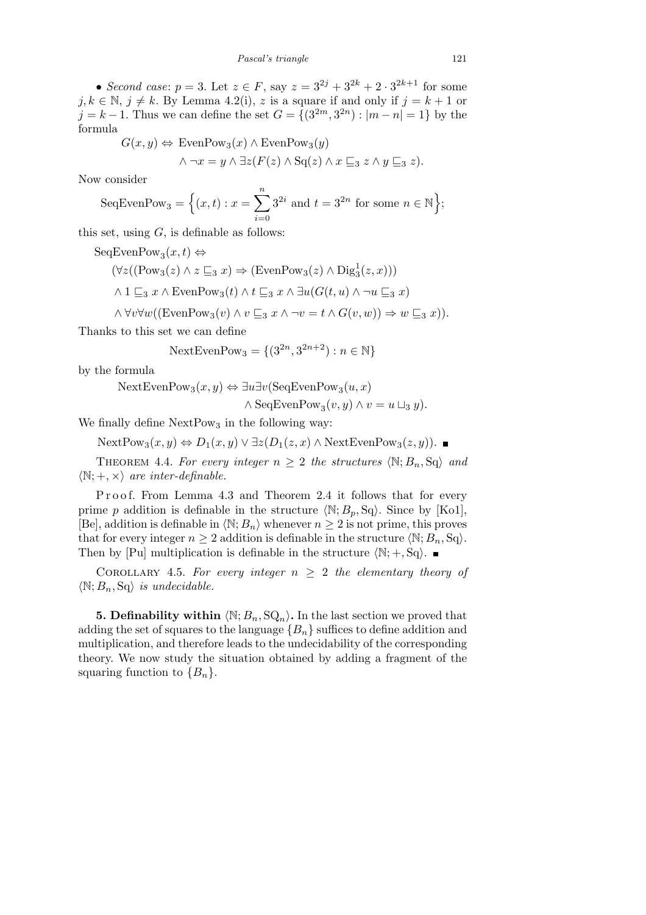• *Second case*: $p = 3$. Let $z \in F$, say $z = 3^{2j} + 3^{2k} + 2 \cdot 3^{2k+1}$ for some $j, k \in \mathbb{N}$, $j \neq k$. By Lemma 4.2(i), $z$ is a square if and only if $j = k+1$ or $j = k-1$. Thus we can define the set $G = \{(3^{2m}, 3^{2n}) : |m - n| = 1\}$ by the formula

$$G(x,y) \Leftrightarrow \mathrm{EvenPow}_3(x) \wedge \mathrm{EvenPow}_3(y) \\ \wedge \neg x = y \wedge \exists z (F(z) \wedge \mathrm{Sq}(z) \wedge x \sqsubseteq_3 z \wedge y \sqsubseteq_3 z).$$

Now consider

$$\mathrm{SeqEvenPow}_3 = \Big\{(x,t) : x = \sum_{i=0}^{n} 3^{2i} \text{ and } t = 3^{2n} \text{ for some } n \in \mathbb{N}\Big\};$$

this set, using $G$, is definable as follows:

$$\begin{aligned}
&\mathrm{SeqEvenPow}_3(x,t) \Leftrightarrow \\
&\quad (\forall z((\mathrm{Pow}_3(z) \wedge z \sqsubseteq_3 x) \Rightarrow (\mathrm{EvenPow}_3(z) \wedge \mathrm{Dig}_3^1(z,x))) \\
&\quad \wedge 1 \sqsubseteq_3 x \wedge \mathrm{EvenPow}_3(t) \wedge t \sqsubseteq_3 x \wedge \exists u (G(t,u) \wedge \neg u \sqsubseteq_3 x) \\
&\quad \wedge \forall v \forall w ((\mathrm{EvenPow}_3(v) \wedge v \sqsubseteq_3 x \wedge \neg v = t \wedge G(v,w)) \Rightarrow w \sqsubseteq_3 x)).
\end{aligned}$$

Thanks to this set we can define

$$\mathrm{NextEvenPow}_3 = \{(3^{2n}, 3^{2n+2}) : n \in \mathbb{N}\}$$

by the formula

$$\mathrm{NextEvenPow}_3(x,y) \Leftrightarrow \exists u \exists v (\mathrm{SeqEvenPow}_3(u,x) \\ \wedge \mathrm{SeqEvenPow}_3(v,y) \wedge v = u \sqcup_3 y).$$

We finally define $\mathrm{NextPow}_3$ in the following way:

$$\mathrm{NextPow}_3(x,y) \Leftrightarrow D_1(x,y) \vee \exists z (D_1(z,x) \wedge \mathrm{NextEvenPow}_3(z,y)). \ \blacksquare$$

THEOREM 4.4. *For every integer $n \geq 2$ the structures $\langle \mathbb{N}; B_n, \mathrm{Sq}\rangle$ and $\langle \mathbb{N}; +, \times\rangle$ are inter-definable.*

Proof. From Lemma 4.3 and Theorem 2.4 it follows that for every prime $p$ addition is definable in the structure $\langle \mathbb{N}; B_p, \mathrm{Sq}\rangle$. Since by [Ko1], [Be], addition is definable in $\langle \mathbb{N}; B_n\rangle$ whenever $n \geq 2$ is not prime, this proves that for every integer $n \geq 2$ addition is definable in the structure $\langle \mathbb{N}; B_n, \mathrm{Sq}\rangle$. Then by [Pu] multiplication is definable in the structure $\langle \mathbb{N}; +, \mathrm{Sq}\rangle$. $\blacksquare$

COROLLARY 4.5. *For every integer $n \geq 2$ the elementary theory of $\langle \mathbb{N}; B_n, \mathrm{Sq}\rangle$ is undecidable.*

**5. Definability within $\langle \mathbb{N}; B_n, \mathrm{SQ}_n\rangle$.** In the last section we proved that adding the set of squares to the language $\{B_n\}$ suffices to define addition and multiplication, and therefore leads to the undecidability of the corresponding theory. We now study the situation obtained by adding a fragment of the squaring function to $\{B_n\}$.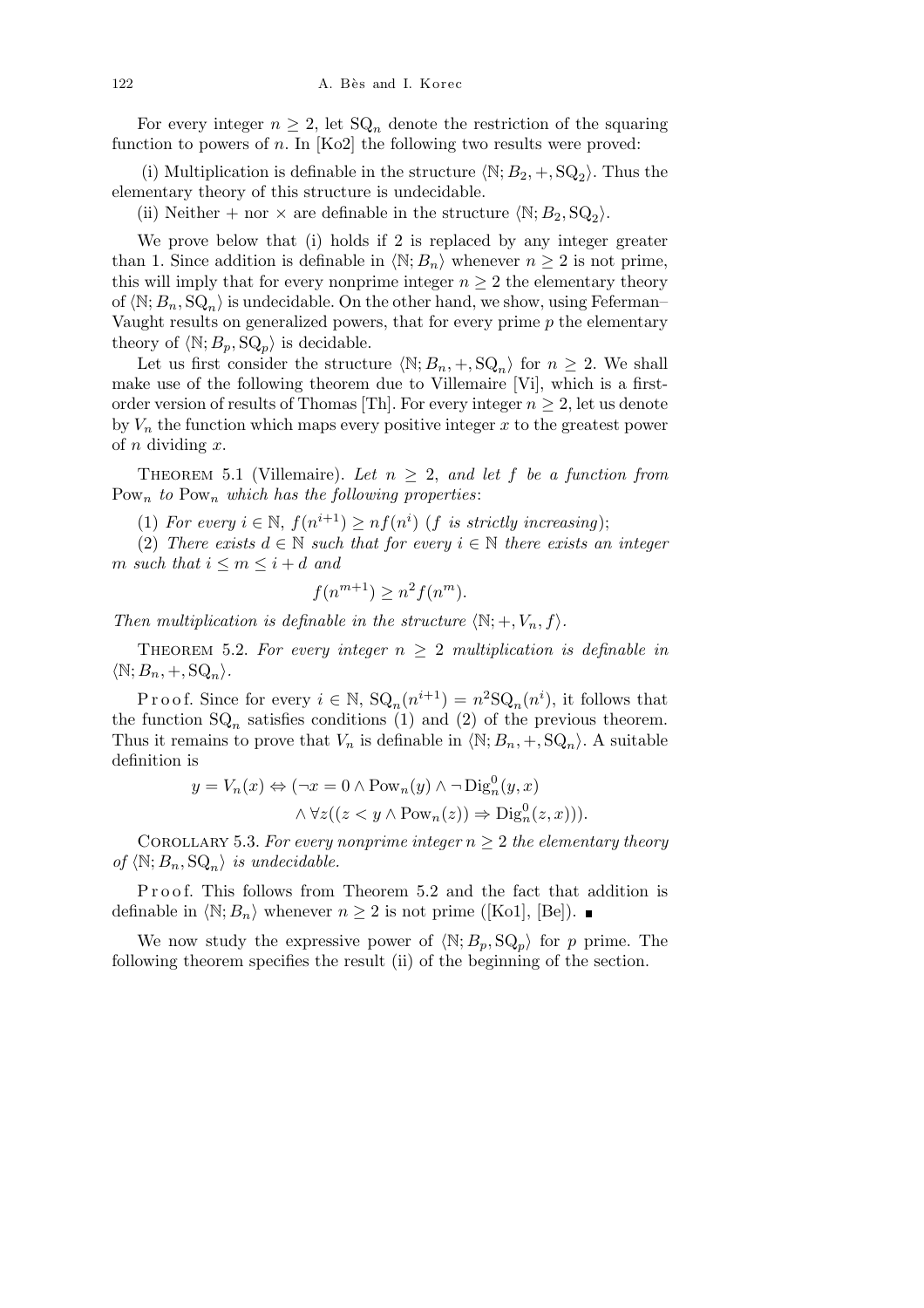For every integer $n \geq 2$, let $\mathrm{SQ}_n$ denote the restriction of the squaring function to powers of $n$. In [Ko2] the following two results were proved:

(i) Multiplication is definable in the structure $\langle \mathbb{N}; B_2, +, \mathrm{SQ}_2 \rangle$. Thus the elementary theory of this structure is undecidable.

(ii) Neither $+$ nor $\times$ are definable in the structure $\langle \mathbb{N}; B_2, \mathrm{SQ}_2 \rangle$.

We prove below that (i) holds if 2 is replaced by any integer greater than 1. Since addition is definable in $\langle \mathbb{N}; B_n \rangle$ whenever $n \geq 2$ is not prime, this will imply that for every nonprime integer $n \geq 2$ the elementary theory of $\langle \mathbb{N}; B_n, \mathrm{SQ}_n \rangle$ is undecidable. On the other hand, we show, using Feferman–Vaught results on generalized powers, that for every prime $p$ the elementary theory of $\langle \mathbb{N}; B_p, \mathrm{SQ}_p \rangle$ is decidable.

Let us first consider the structure $\langle \mathbb{N}; B_n, +, \mathrm{SQ}_n \rangle$ for $n \geq 2$. We shall make use of the following theorem due to Villemaire [Vi], which is a first-order version of results of Thomas [Th]. For every integer $n \geq 2$, let us denote by $V_n$ the function which maps every positive integer $x$ to the greatest power of $n$ dividing $x$.

Theorem 5.1 (Villemaire). *Let $n \geq 2$, and let $f$ be a function from $\mathrm{Pow}_n$ to $\mathrm{Pow}_n$ which has the following properties*:

(1) *For every $i \in \mathbb{N}$, $f(n^{i+1}) \geq n f(n^i)$ ($f$ is strictly increasing)*;

(2) *There exists $d \in \mathbb{N}$ such that for every $i \in \mathbb{N}$ there exists an integer $m$ such that $i \leq m \leq i + d$ and*

$$f(n^{m+1}) \geq n^2 f(n^m).$$

*Then multiplication is definable in the structure $\langle \mathbb{N}; +, V_n, f \rangle$.*

Theorem 5.2. *For every integer $n \geq 2$ multiplication is definable in $\langle \mathbb{N}; B_n, +, \mathrm{SQ}_n \rangle$.*

Proof. Since for every $i \in \mathbb{N}$, $\mathrm{SQ}_n(n^{i+1}) = n^2 \mathrm{SQ}_n(n^i)$, it follows that the function $\mathrm{SQ}_n$ satisfies conditions (1) and (2) of the previous theorem. Thus it remains to prove that $V_n$ is definable in $\langle \mathbb{N}; B_n, +, \mathrm{SQ}_n \rangle$. A suitable definition is

$$y = V_n(x) \Leftrightarrow (\neg x = 0 \wedge \mathrm{Pow}_n(y) \wedge \neg \mathrm{Dig}_n^0(y, x) \\ \wedge \forall z ((z < y \wedge \mathrm{Pow}_n(z)) \Rightarrow \mathrm{Dig}_n^0(z, x))).$$

Corollary 5.3. *For every nonprime integer $n \geq 2$ the elementary theory of $\langle \mathbb{N}; B_n, \mathrm{SQ}_n \rangle$ is undecidable.*

Proof. This follows from Theorem 5.2 and the fact that addition is definable in $\langle \mathbb{N}; B_n \rangle$ whenever $n \geq 2$ is not prime ([Ko1], [Be]). ∎

We now study the expressive power of $\langle \mathbb{N}; B_p, \mathrm{SQ}_p \rangle$ for $p$ prime. The following theorem specifies the result (ii) of the beginning of the section.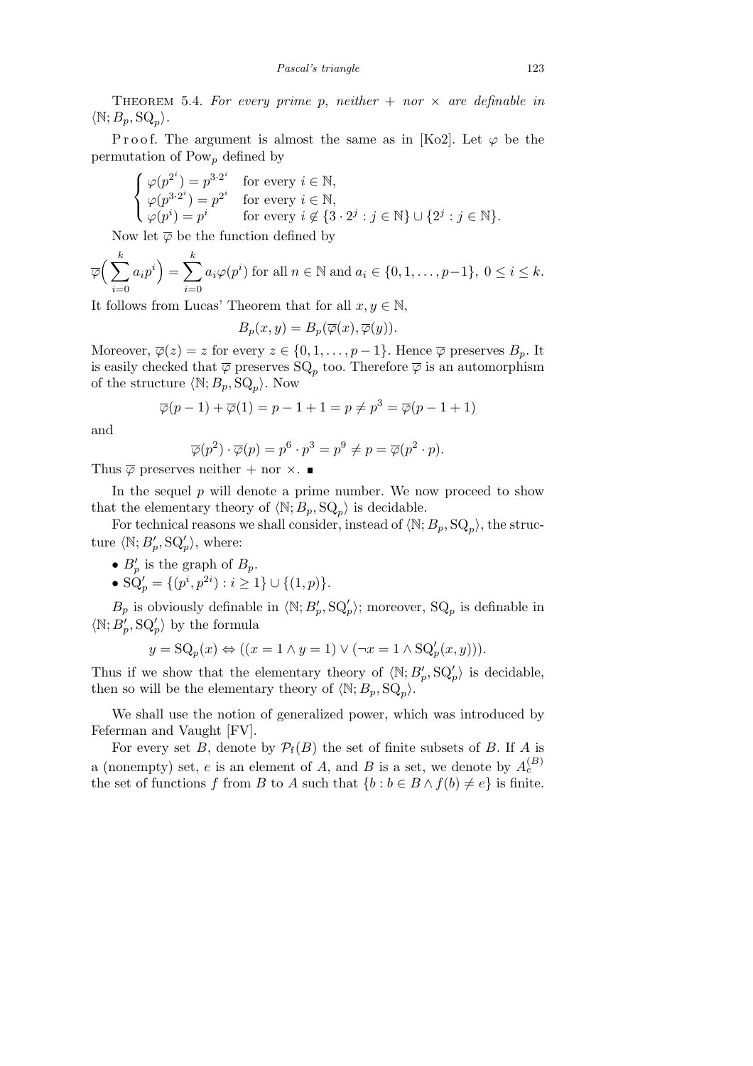THEOREM 5.4. *For every prime $p$, neither $+$ nor $\times$ are definable in $\langle \mathbb{N}; B_p, \mathrm{SQ}_p\rangle$.*

Proof. The argument is almost the same as in [Ko2]. Let $\varphi$ be the permutation of $\mathrm{Pow}_p$ defined by

$$\begin{cases} \varphi(p^{2^i}) = p^{3\cdot 2^i} & \text{for every } i \in \mathbb{N},\\ \varphi(p^{3\cdot 2^i}) = p^{2^i} & \text{for every } i \in \mathbb{N},\\ \varphi(p^i) = p^i & \text{for every } i \notin \{3\cdot 2^j : j \in \mathbb{N}\} \cup \{2^j : j \in \mathbb{N}\}. \end{cases}$$

Now let $\overline{\varphi}$ be the function defined by

$$\overline{\varphi}\Big(\sum_{i=0}^{k} a_i p^i\Big) = \sum_{i=0}^{k} a_i \varphi(p^i) \text{ for all } n \in \mathbb{N} \text{ and } a_i \in \{0,1,\ldots,p-1\},\ 0 \le i \le k.$$

It follows from Lucas' Theorem that for all $x, y \in \mathbb{N}$,

$$B_p(x,y) = B_p(\overline{\varphi}(x), \overline{\varphi}(y)).$$

Moreover, $\overline{\varphi}(z) = z$ for every $z \in \{0,1,\ldots,p-1\}$. Hence $\overline{\varphi}$ preserves $B_p$. It is easily checked that $\overline{\varphi}$ preserves $\mathrm{SQ}_p$ too. Therefore $\overline{\varphi}$ is an automorphism of the structure $\langle \mathbb{N}; B_p, \mathrm{SQ}_p\rangle$. Now

$$\overline{\varphi}(p-1) + \overline{\varphi}(1) = p-1+1 = p \ne p^3 = \overline{\varphi}(p-1+1)$$

and

$$\overline{\varphi}(p^2)\cdot\overline{\varphi}(p) = p^6 \cdot p^3 = p^9 \ne p = \overline{\varphi}(p^2 \cdot p).$$

Thus $\overline{\varphi}$ preserves neither $+$ nor $\times$. ∎

In the sequel $p$ will denote a prime number. We now proceed to show that the elementary theory of $\langle \mathbb{N}; B_p, \mathrm{SQ}_p\rangle$ is decidable.

For technical reasons we shall consider, instead of $\langle \mathbb{N}; B_p, \mathrm{SQ}_p\rangle$, the structure $\langle \mathbb{N}; B'_p, \mathrm{SQ}'_p\rangle$, where:

- $B'_p$ is the graph of $B_p$.
- $\mathrm{SQ}'_p = \{(p^i, p^{2i}) : i \ge 1\} \cup \{(1,p)\}$.

$B_p$ is obviously definable in $\langle \mathbb{N}; B'_p, \mathrm{SQ}'_p\rangle$; moreover, $\mathrm{SQ}_p$ is definable in $\langle \mathbb{N}; B'_p, \mathrm{SQ}'_p\rangle$ by the formula

$$y = \mathrm{SQ}_p(x) \Leftrightarrow ((x = 1 \wedge y = 1) \vee (\neg x = 1 \wedge \mathrm{SQ}'_p(x,y))).$$

Thus if we show that the elementary theory of $\langle \mathbb{N}; B'_p, \mathrm{SQ}'_p\rangle$ is decidable, then so will be the elementary theory of $\langle \mathbb{N}; B_p, \mathrm{SQ}_p\rangle$.

We shall use the notion of generalized power, which was introduced by Feferman and Vaught [FV].

For every set $B$, denote by $\mathcal{P}_{\mathrm{f}}(B)$ the set of finite subsets of $B$. If $A$ is a (nonempty) set, $e$ is an element of $A$, and $B$ is a set, we denote by $A_e^{(B)}$ the set of functions $f$ from $B$ to $A$ such that $\{b : b \in B \wedge f(b) \ne e\}$ is finite.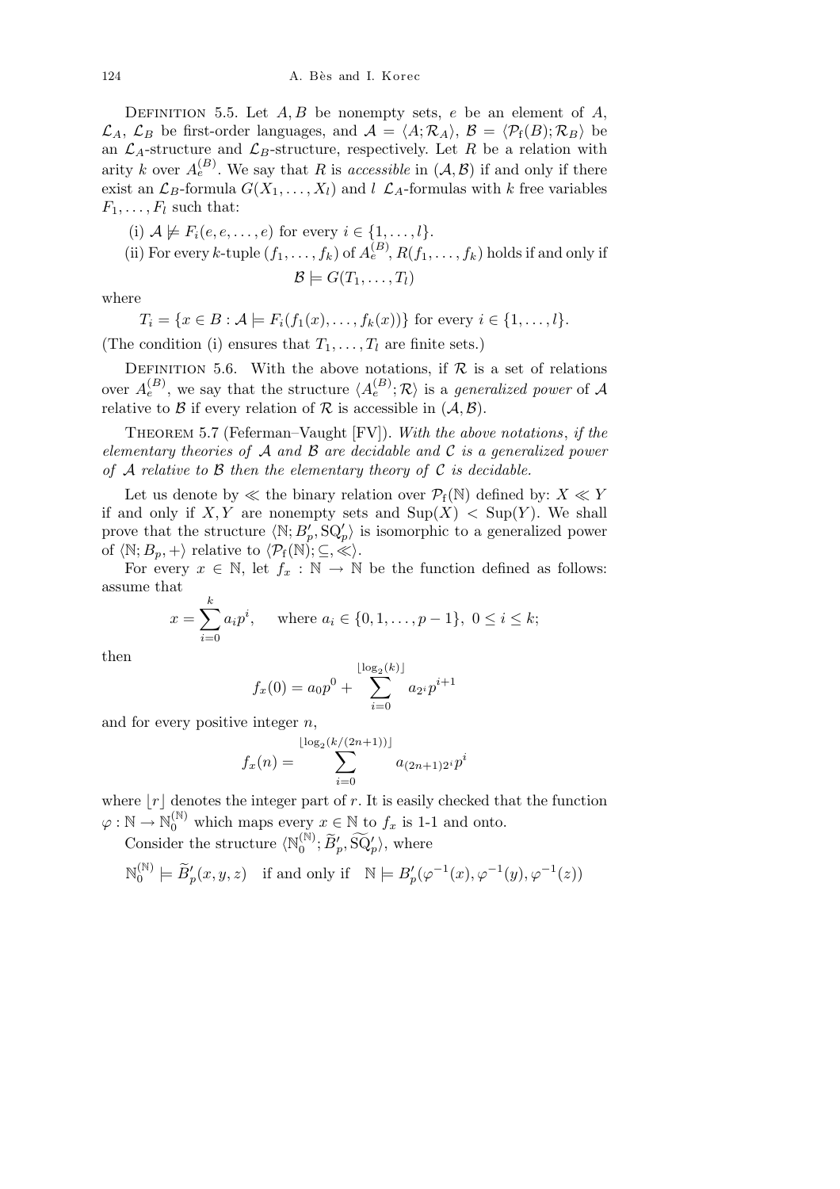Definition 5.5. Let $A, B$ be nonempty sets, $e$ be an element of $A$, $\mathcal{L}_A$, $\mathcal{L}_B$ be first-order languages, and $\mathcal{A} = \langle A; \mathcal{R}_A\rangle$, $\mathcal{B} = \langle \mathcal{P}_{\mathrm{f}}(B); \mathcal{R}_B\rangle$ be an $\mathcal{L}_A$-structure and $\mathcal{L}_B$-structure, respectively. Let $R$ be a relation with arity $k$ over $A_e^{(B)}$. We say that $R$ is *accessible* in $(\mathcal{A}, \mathcal{B})$ if and only if there exist an $\mathcal{L}_B$-formula $G(X_1, \ldots, X_l)$ and $l$ $\mathcal{L}_A$-formulas with $k$ free variables $F_1, \ldots, F_l$ such that:

(i) $\mathcal{A} \not\models F_i(e, e, \ldots, e)$ for every $i \in \{1, \ldots, l\}$.

(ii) For every $k$-tuple $(f_1, \ldots, f_k)$ of $A_e^{(B)}$, $R(f_1, \ldots, f_k)$ holds if and only if

$$\mathcal{B} \models G(T_1, \ldots, T_l)$$

where

$$T_i = \{x \in B : \mathcal{A} \models F_i(f_1(x), \ldots, f_k(x))\} \text{ for every } i \in \{1, \ldots, l\}.$$

(The condition (i) ensures that $T_1, \ldots, T_l$ are finite sets.)

Definition 5.6. With the above notations, if $\mathcal{R}$ is a set of relations over $A_e^{(B)}$, we say that the structure $\langle A_e^{(B)}; \mathcal{R}\rangle$ is a *generalized power* of $\mathcal{A}$ relative to $\mathcal{B}$ if every relation of $\mathcal{R}$ is accessible in $(\mathcal{A}, \mathcal{B})$.

Theorem 5.7 (Feferman–Vaught [FV]). *With the above notations, if the elementary theories of $\mathcal{A}$ and $\mathcal{B}$ are decidable and $\mathcal{C}$ is a generalized power of $\mathcal{A}$ relative to $\mathcal{B}$ then the elementary theory of $\mathcal{C}$ is decidable.*

Let us denote by $\ll$ the binary relation over $\mathcal{P}_{\mathrm{f}}(\mathbb{N})$ defined by: $X \ll Y$ if and only if $X, Y$ are nonempty sets and $\mathrm{Sup}(X) < \mathrm{Sup}(Y)$. We shall prove that the structure $\langle \mathbb{N}; B'_p, \mathrm{SQ}'_p\rangle$ is isomorphic to a generalized power of $\langle \mathbb{N}; B_p, +\rangle$ relative to $\langle \mathcal{P}_{\mathrm{f}}(\mathbb{N}); \subseteq, \ll\rangle$.

For every $x \in \mathbb{N}$, let $f_x : \mathbb{N} \to \mathbb{N}$ be the function defined as follows: assume that

$$x = \sum_{i=0}^{k} a_i p^i, \quad \text{ where } a_i \in \{0, 1, \ldots, p-1\},\ 0 \le i \le k;$$

then

$$f_x(0) = a_0 p^0 + \sum_{i=0}^{\lfloor \log_2(k)\rfloor} a_{2^i} p^{i+1}$$

and for every positive integer $n$,

$$f_x(n) = \sum_{i=0}^{\lfloor \log_2(k/(2n+1))\rfloor} a_{(2n+1)2^i} p^i$$

where $\lfloor r\rfloor$ denotes the integer part of $r$. It is easily checked that the function $\varphi : \mathbb{N} \to \mathbb{N}_0^{(\mathbb{N})}$ which maps every $x \in \mathbb{N}$ to $f_x$ is 1-1 and onto.

Consider the structure $\langle \mathbb{N}_0^{(\mathbb{N})}; \widetilde{B}'_p, \widetilde{\mathrm{SQ}}'_p\rangle$, where

$$\mathbb{N}_0^{(\mathbb{N})} \models \widetilde{B}'_p(x, y, z) \quad \text{if and only if} \quad \mathbb{N} \models B'_p(\varphi^{-1}(x), \varphi^{-1}(y), \varphi^{-1}(z))$$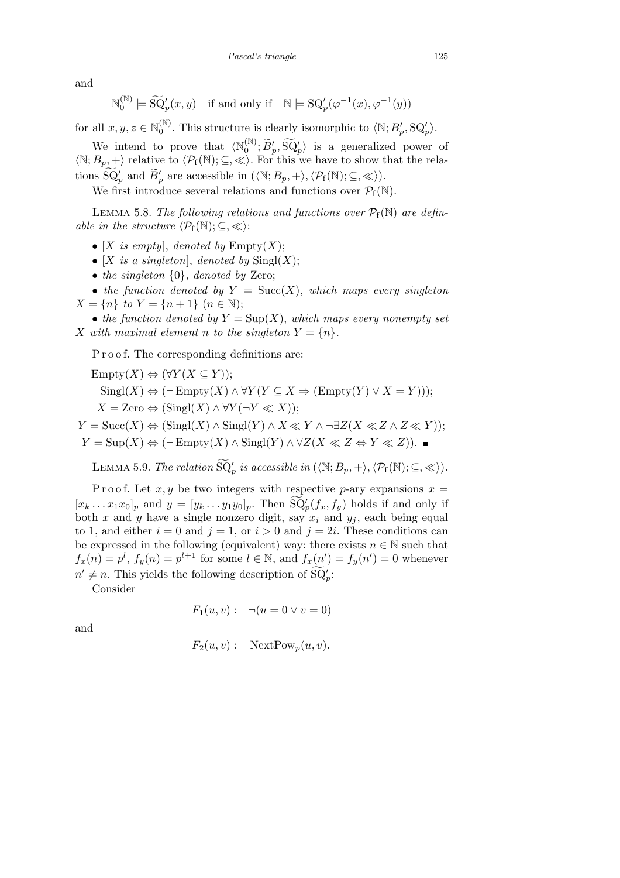and

$$\mathbb{N}_0^{(\mathbb{N})} \models \widetilde{\mathrm{SQ}}'_p(x,y) \quad \text{if and only if} \quad \mathbb{N} \models \mathrm{SQ}'_p(\varphi^{-1}(x), \varphi^{-1}(y))$$

for all $x, y, z \in \mathbb{N}_0^{(\mathbb{N})}$. This structure is clearly isomorphic to $\langle \mathbb{N}; B'_p, \mathrm{SQ}'_p \rangle$.

We intend to prove that $\langle \mathbb{N}_0^{(\mathbb{N})}; \widetilde{B}'_p, \widetilde{\mathrm{SQ}}'_p \rangle$ is a generalized power of $\langle \mathbb{N}; B_p, + \rangle$ relative to $\langle \mathcal{P}_\mathrm{f}(\mathbb{N}); \subseteq, \ll \rangle$. For this we have to show that the relations $\widetilde{\mathrm{SQ}}'_p$ and $\widetilde{B}'_p$ are accessible in $(\langle \mathbb{N}; B_p, + \rangle, \langle \mathcal{P}_\mathrm{f}(\mathbb{N}); \subseteq, \ll \rangle)$.

We first introduce several relations and functions over $\mathcal{P}_\mathrm{f}(\mathbb{N})$.

Lemma 5.8. *The following relations and functions over $\mathcal{P}_\mathrm{f}(\mathbb{N})$ are definable in the structure $\langle \mathcal{P}_\mathrm{f}(\mathbb{N}); \subseteq, \ll \rangle$:*

- *$[X$ is empty$]$, denoted by $\mathrm{Empty}(X)$;*
- *$[X$ is a singleton$]$, denoted by $\mathrm{Singl}(X)$;*
- *the singleton $\{0\}$, denoted by* Zero;
- *the function denoted by $Y = \mathrm{Succ}(X)$, which maps every singleton $X = \{n\}$ to $Y = \{n+1\}$ $(n \in \mathbb{N})$;*
- *the function denoted by $Y = \mathrm{Sup}(X)$, which maps every nonempty set $X$ with maximal element $n$ to the singleton $Y = \{n\}$.*

Proof. The corresponding definitions are:

$$\mathrm{Empty}(X) \Leftrightarrow (\forall Y (X \subseteq Y));$$

$$\mathrm{Singl}(X) \Leftrightarrow (\neg\,\mathrm{Empty}(X) \wedge \forall Y (Y \subseteq X \Rightarrow (\mathrm{Empty}(Y) \vee X = Y)));$$

$$X = \mathrm{Zero} \Leftrightarrow (\mathrm{Singl}(X) \wedge \forall Y (\neg Y \ll X));$$

$$Y = \mathrm{Succ}(X) \Leftrightarrow (\mathrm{Singl}(X) \wedge \mathrm{Singl}(Y) \wedge X \ll Y \wedge \neg \exists Z (X \ll Z \wedge Z \ll Y));$$

$$Y = \mathrm{Sup}(X) \Leftrightarrow (\neg\,\mathrm{Empty}(X) \wedge \mathrm{Singl}(Y) \wedge \forall Z (X \ll Z \Leftrightarrow Y \ll Z)). \ \blacksquare$$

Lemma 5.9. *The relation $\widetilde{\mathrm{SQ}}'_p$ is accessible in $(\langle \mathbb{N}; B_p, + \rangle, \langle \mathcal{P}_\mathrm{f}(\mathbb{N}); \subseteq, \ll \rangle)$.*

Proof. Let $x, y$ be two integers with respective $p$-ary expansions $x = [x_k \ldots x_1 x_0]_p$ and $y = [y_k \ldots y_1 y_0]_p$. Then $\widetilde{\mathrm{SQ}}'_p(f_x, f_y)$ holds if and only if both $x$ and $y$ have a single nonzero digit, say $x_i$ and $y_j$, each being equal to 1, and either $i = 0$ and $j = 1$, or $i > 0$ and $j = 2i$. These conditions can be expressed in the following (equivalent) way: there exists $n \in \mathbb{N}$ such that $f_x(n) = p^l$, $f_y(n) = p^{l+1}$ for some $l \in \mathbb{N}$, and $f_x(n') = f_y(n') = 0$ whenever $n' \neq n$. This yields the following description of $\widetilde{\mathrm{SQ}}'_p$:

Consider

$$F_1(u,v): \quad \neg(u = 0 \vee v = 0)$$

and

$$F_2(u,v): \quad \mathrm{NextPow}_p(u,v).$$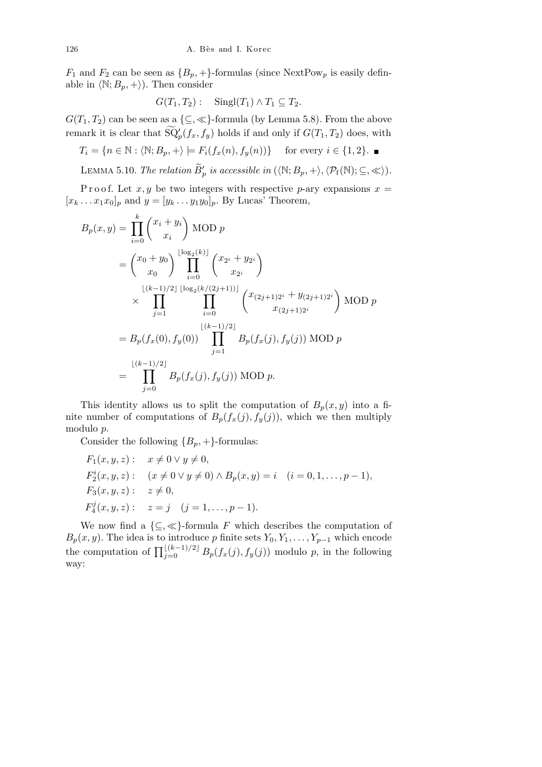$F_1$ and $F_2$ can be seen as $\{B_p,+\}$-formulas (since $\mathrm{NextPow}_p$ is easily definable in $\langle \mathbb{N}; B_p, +\rangle$). Then consider

$$G(T_1,T_2): \quad \mathrm{Singl}(T_1) \wedge T_1 \subseteq T_2.$$

$G(T_1,T_2)$ can be seen as a $\{\subseteq, \ll\}$-formula (by Lemma 5.8). From the above remark it is clear that $\widetilde{\mathrm{SQ}}'_p(f_x,f_y)$ holds if and only if $G(T_1,T_2)$ does, with

$$T_i = \{n \in \mathbb{N} : \langle \mathbb{N}; B_p, +\rangle \models F_i(f_x(n), f_y(n))\} \quad \text{for every } i \in \{1,2\}. \ \blacksquare$$

Lemma 5.10. *The relation $\widetilde{B}'_p$ is accessible in $(\langle \mathbb{N}; B_p, +\rangle, \langle \mathcal{P}_{\mathrm{f}}(\mathbb{N}); \subseteq, \ll\rangle)$.*

Proof. Let $x,y$ be two integers with respective $p$-ary expansions $x = [x_k \ldots x_1 x_0]_p$ and $y = [y_k \ldots y_1 y_0]_p$. By Lucas' Theorem,

$$\begin{aligned}
B_p(x,y) &= \prod_{i=0}^{k} \binom{x_i + y_i}{x_i} \ \mathrm{MOD}\ p \\
&= \binom{x_0+y_0}{x_0} \prod_{i=0}^{\lfloor \log_2(k) \rfloor} \binom{x_{2^i} + y_{2^i}}{x_{2^i}} \\
&\quad \times \prod_{j=1}^{\lfloor (k-1)/2 \rfloor} \prod_{i=0}^{\lfloor \log_2(k/(2j+1)) \rfloor} \binom{x_{(2j+1)2^i} + y_{(2j+1)2^i}}{x_{(2j+1)2^i}} \ \mathrm{MOD}\ p \\
&= B_p(f_x(0), f_y(0)) \prod_{j=1}^{\lfloor (k-1)/2 \rfloor} B_p(f_x(j), f_y(j)) \ \mathrm{MOD}\ p \\
&= \prod_{j=0}^{\lfloor (k-1)/2 \rfloor} B_p(f_x(j), f_y(j)) \ \mathrm{MOD}\ p.
\end{aligned}$$

This identity allows us to split the computation of $B_p(x,y)$ into a finite number of computations of $B_p(f_x(j), f_y(j))$, which we then multiply modulo $p$.

Consider the following $\{B_p,+\}$-formulas:

$$\begin{aligned}
&F_1(x,y,z): \quad x \neq 0 \vee y \neq 0, \\
&F_2^i(x,y,z): \quad (x \neq 0 \vee y \neq 0) \wedge B_p(x,y) = i \quad (i = 0,1,\ldots,p-1), \\
&F_3(x,y,z): \quad z \neq 0, \\
&F_4^j(x,y,z): \quad z = j \quad (j = 1,\ldots,p-1).
\end{aligned}$$

We now find a $\{\subseteq, \ll\}$-formula $F$ which describes the computation of $B_p(x,y)$. The idea is to introduce $p$ finite sets $Y_0, Y_1, \ldots, Y_{p-1}$ which encode the computation of $\prod_{j=0}^{\lfloor (k-1)/2 \rfloor} B_p(f_x(j), f_y(j))$ modulo $p$, in the following way: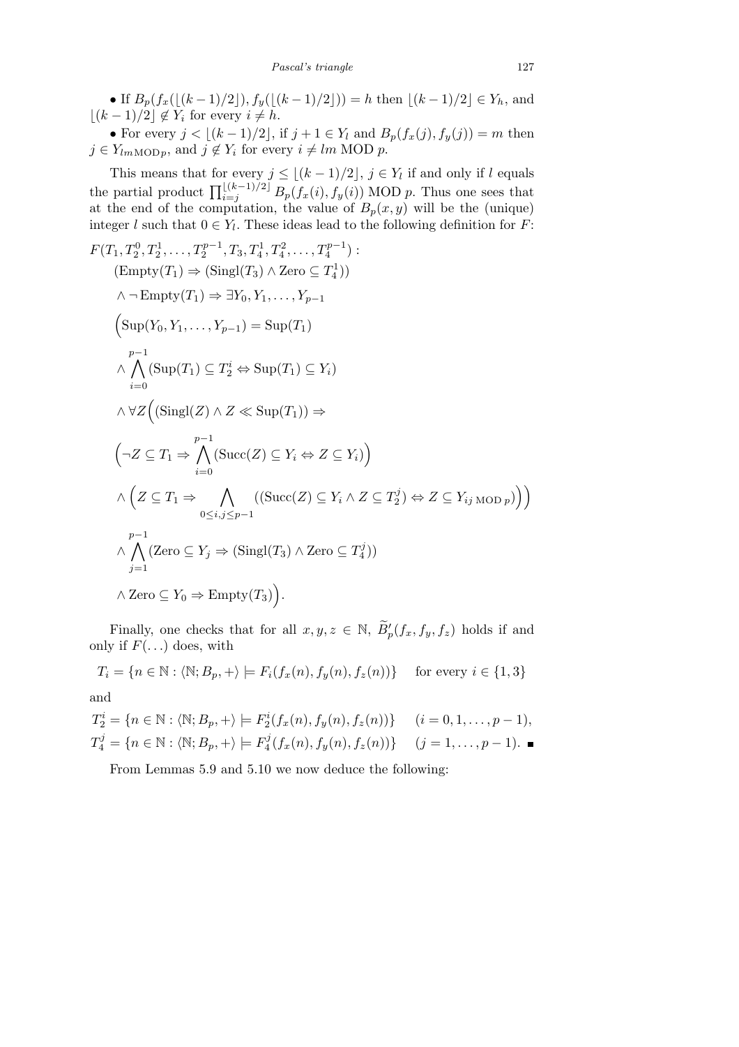• If $B_p(f_x(\lfloor (k-1)/2 \rfloor), f_y(\lfloor (k-1)/2 \rfloor)) = h$ then $\lfloor (k-1)/2 \rfloor \in Y_h$, and $\lfloor (k-1)/2 \rfloor \notin Y_i$ for every $i \neq h$.

• For every $j < \lfloor (k-1)/2 \rfloor$, if $j+1 \in Y_l$ and $B_p(f_x(j), f_y(j)) = m$ then $j \in Y_{lm \,\mathrm{MOD}\, p}$, and $j \notin Y_i$ for every $i \neq lm$ MOD $p$.

This means that for every $j \leq \lfloor (k-1)/2 \rfloor$, $j \in Y_l$ if and only if $l$ equals the partial product $\prod_{i=j}^{\lfloor (k-1)/2 \rfloor} B_p(f_x(i), f_y(i))$ MOD $p$. Thus one sees that at the end of the computation, the value of $B_p(x,y)$ will be the (unique) integer $l$ such that $0 \in Y_l$. These ideas lead to the following definition for $F$:

$$
\begin{aligned}
&F(T_1, T_2^0, T_2^1, \ldots, T_2^{p-1}, T_3, T_4^1, T_4^2, \ldots, T_4^{p-1}) : \\
&\quad (\mathrm{Empty}(T_1) \Rightarrow (\mathrm{Singl}(T_3) \wedge \mathrm{Zero} \subseteq T_4^1)) \\
&\quad \wedge \neg\, \mathrm{Empty}(T_1) \Rightarrow \exists Y_0, Y_1, \ldots, Y_{p-1} \\
&\quad \Big( \mathrm{Sup}(Y_0, Y_1, \ldots, Y_{p-1}) = \mathrm{Sup}(T_1) \\
&\quad \wedge \bigwedge_{i=0}^{p-1} (\mathrm{Sup}(T_1) \subseteq T_2^i \Leftrightarrow \mathrm{Sup}(T_1) \subseteq Y_i) \\
&\quad \wedge \forall Z \Big( (\mathrm{Singl}(Z) \wedge Z \ll \mathrm{Sup}(T_1)) \Rightarrow \\
&\quad \Big( \neg Z \subseteq T_1 \Rightarrow \bigwedge_{i=0}^{p-1} (\mathrm{Succ}(Z) \subseteq Y_i \Leftrightarrow Z \subseteq Y_i) \Big) \\
&\quad \wedge \Big( Z \subseteq T_1 \Rightarrow \bigwedge_{0 \leq i,j \leq p-1} ((\mathrm{Succ}(Z) \subseteq Y_i \wedge Z \subseteq T_2^j) \Leftrightarrow Z \subseteq Y_{ij \,\mathrm{MOD}\, p}) \Big) \Big) \\
&\quad \wedge \bigwedge_{j=1}^{p-1} (\mathrm{Zero} \subseteq Y_j \Rightarrow (\mathrm{Singl}(T_3) \wedge \mathrm{Zero} \subseteq T_4^j)) \\
&\quad \wedge \mathrm{Zero} \subseteq Y_0 \Rightarrow \mathrm{Empty}(T_3) \Big).
\end{aligned}
$$

Finally, one checks that for all $x, y, z \in \mathbb{N}$, $\widetilde{B}'_p(f_x, f_y, f_z)$ holds if and only if $F(\ldots)$ does, with

$$
T_i = \{ n \in \mathbb{N} : \langle \mathbb{N}; B_p, + \rangle \models F_i(f_x(n), f_y(n), f_z(n)) \} \quad \text{for every } i \in \{1, 3\}
$$

and

$$
\begin{aligned}
T_2^i &= \{ n \in \mathbb{N} : \langle \mathbb{N}; B_p, + \rangle \models F_2^i(f_x(n), f_y(n), f_z(n)) \} \quad (i = 0, 1, \ldots, p-1), \\
T_4^j &= \{ n \in \mathbb{N} : \langle \mathbb{N}; B_p, + \rangle \models F_4^j(f_x(n), f_y(n), f_z(n)) \} \quad (j = 1, \ldots, p-1). \quad \blacksquare
\end{aligned}
$$

From Lemmas 5.9 and 5.10 we now deduce the following: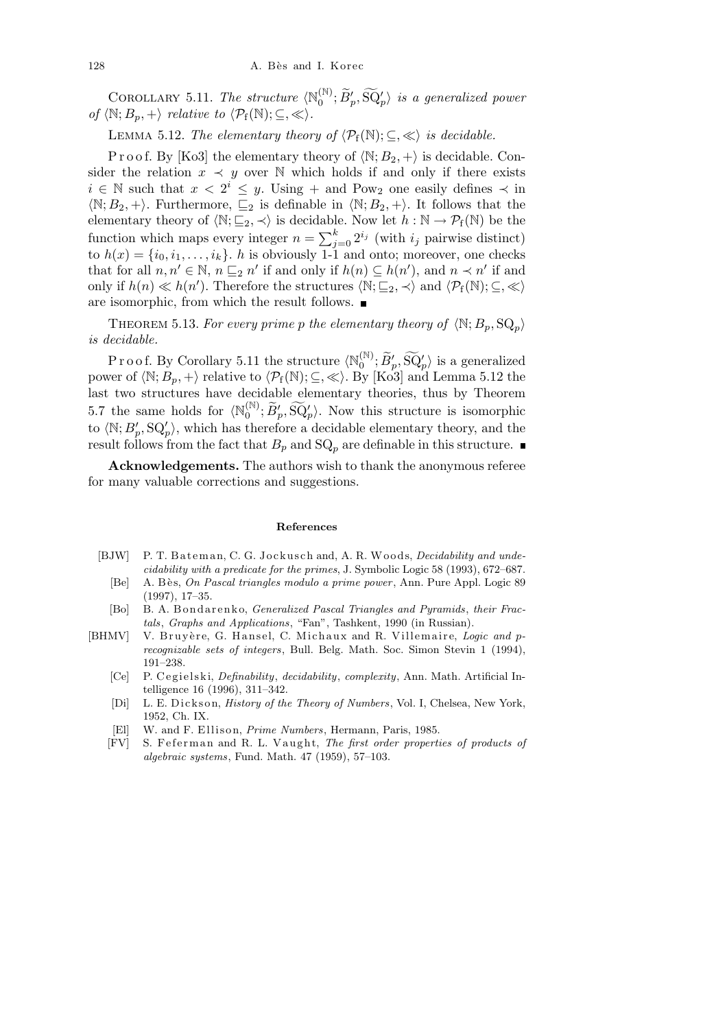COROLLARY 5.11. *The structure* $\langle \mathbb{N}_0^{(\mathbb{N})}; \widetilde{B}'_p, \widetilde{\mathrm{SQ}}'_p \rangle$ *is a generalized power of* $\langle \mathbb{N}; B_p, + \rangle$ *relative to* $\langle \mathcal{P}_{\mathrm{f}}(\mathbb{N}); \subseteq, \ll \rangle$.

LEMMA 5.12. *The elementary theory of* $\langle \mathcal{P}_{\mathrm{f}}(\mathbb{N}); \subseteq, \ll \rangle$ *is decidable.*

Proof. By [Ko3] the elementary theory of $\langle \mathbb{N}; B_2, + \rangle$ is decidable. Consider the relation $x \prec y$ over $\mathbb{N}$ which holds if and only if there exists $i \in \mathbb{N}$ such that $x < 2^i \le y$. Using $+$ and $\mathrm{Pow}_2$ one easily defines $\prec$ in $\langle \mathbb{N}; B_2, + \rangle$. Furthermore, $\sqsubseteq_2$ is definable in $\langle \mathbb{N}; B_2, + \rangle$. It follows that the elementary theory of $\langle \mathbb{N}; \sqsubseteq_2, \prec \rangle$ is decidable. Now let $h : \mathbb{N} \to \mathcal{P}_{\mathrm{f}}(\mathbb{N})$ be the function which maps every integer $n = \sum_{j=0}^{k} 2^{i_j}$ (with $i_j$ pairwise distinct) to $h(x) = \{i_0, i_1, \ldots, i_k\}$. $h$ is obviously 1-1 and onto; moreover, one checks that for all $n, n' \in \mathbb{N}$, $n \sqsubseteq_2 n'$ if and only if $h(n) \subseteq h(n')$, and $n \prec n'$ if and only if $h(n) \ll h(n')$. Therefore the structures $\langle \mathbb{N}; \sqsubseteq_2, \prec \rangle$ and $\langle \mathcal{P}_{\mathrm{f}}(\mathbb{N}); \subseteq, \ll \rangle$ are isomorphic, from which the result follows. ■

THEOREM 5.13. *For every prime* $p$ *the elementary theory of* $\langle \mathbb{N}; B_p, \mathrm{SQ}_p \rangle$ *is decidable.*

Proof. By Corollary 5.11 the structure $\langle \mathbb{N}_0^{(\mathbb{N})}; \widetilde{B}'_p, \widetilde{\mathrm{SQ}}'_p \rangle$ is a generalized power of $\langle \mathbb{N}; B_p, + \rangle$ relative to $\langle \mathcal{P}_{\mathrm{f}}(\mathbb{N}); \subseteq, \ll \rangle$. By [Ko3] and Lemma 5.12 the last two structures have decidable elementary theories, thus by Theorem 5.7 the same holds for $\langle \mathbb{N}_0^{(\mathbb{N})}; \widetilde{B}'_p, \widetilde{\mathrm{SQ}}'_p \rangle$. Now this structure is isomorphic to $\langle \mathbb{N}; B'_p, \mathrm{SQ}'_p \rangle$, which has therefore a decidable elementary theory, and the result follows from the fact that $B_p$ and $\mathrm{SQ}_p$ are definable in this structure. ■

**Acknowledgements.** The authors wish to thank the anonymous referee for many valuable corrections and suggestions.

## References

[BJW] P. T. Bateman, C. G. Jockusch and, A. R. Woods, *Decidability and undecidability with a predicate for the primes*, J. Symbolic Logic 58 (1993), 672–687.

[Be] A. Bès, *On Pascal triangles modulo a prime power*, Ann. Pure Appl. Logic 89 (1997), 17–35.

[Bo] B. A. Bondarenko, *Generalized Pascal Triangles and Pyramids*, *their Fractals*, *Graphs and Applications*, "Fan", Tashkent, 1990 (in Russian).

[BHMV] V. Bruyère, G. Hansel, C. Michaux and R. Villemaire, *Logic and p-recognizable sets of integers*, Bull. Belg. Math. Soc. Simon Stevin 1 (1994), 191–238.

[Ce] P. Cegielski, *Definability*, *decidability*, *complexity*, Ann. Math. Artificial Intelligence 16 (1996), 311–342.

[Di] L. E. Dickson, *History of the Theory of Numbers*, Vol. I, Chelsea, New York, 1952, Ch. IX.

[El] W. and F. Ellison, *Prime Numbers*, Hermann, Paris, 1985.

[FV] S. Feferman and R. L. Vaught, *The first order properties of products of algebraic systems*, Fund. Math. 47 (1959), 57–103.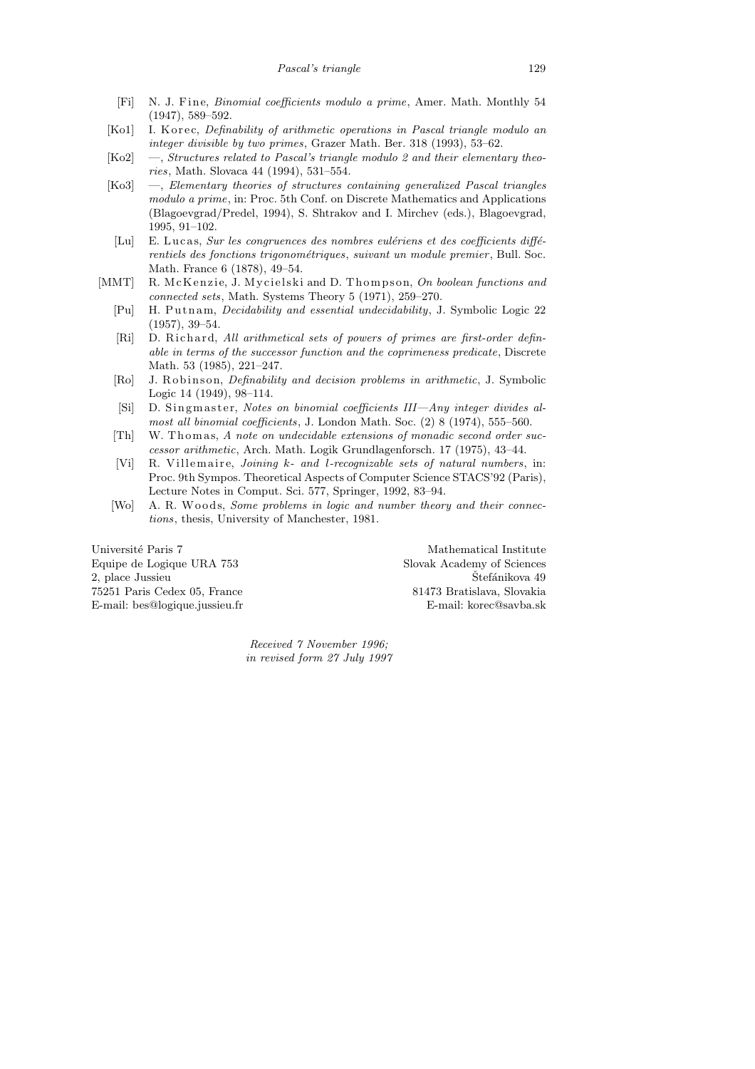[Fi] N. J. Fine, *Binomial coefficients modulo a prime*, Amer. Math. Monthly 54 (1947), 589–592.

[Ko1] I. Korec, *Definability of arithmetic operations in Pascal triangle modulo an integer divisible by two primes*, Grazer Math. Ber. 318 (1993), 53–62.

[Ko2] —, *Structures related to Pascal's triangle modulo 2 and their elementary theories*, Math. Slovaca 44 (1994), 531–554.

[Ko3] —, *Elementary theories of structures containing generalized Pascal triangles modulo a prime*, in: Proc. 5th Conf. on Discrete Mathematics and Applications (Blagoevgrad/Predel, 1994), S. Shtrakov and I. Mirchev (eds.), Blagoevgrad, 1995, 91–102.

[Lu] E. Lucas, *Sur les congruences des nombres eulériens et des coefficients différentiels des fonctions trigonométriques, suivant un module premier*, Bull. Soc. Math. France 6 (1878), 49–54.

[MMT] R. McKenzie, J. Mycielski and D. Thompson, *On boolean functions and connected sets*, Math. Systems Theory 5 (1971), 259–270.

[Pu] H. Putnam, *Decidability and essential undecidability*, J. Symbolic Logic 22 (1957), 39–54.

[Ri] D. Richard, *All arithmetical sets of powers of primes are first-order definable in terms of the successor function and the coprimeness predicate*, Discrete Math. 53 (1985), 221–247.

[Ro] J. Robinson, *Definability and decision problems in arithmetic*, J. Symbolic Logic 14 (1949), 98–114.

[Si] D. Singmaster, *Notes on binomial coefficients III—Any integer divides almost all binomial coefficients*, J. London Math. Soc. (2) 8 (1974), 555–560.

[Th] W. Thomas, *A note on undecidable extensions of monadic second order successor arithmetic*, Arch. Math. Logik Grundlagenforsch. 17 (1975), 43–44.

[Vi] R. Villemaire, *Joining k- and l-recognizable sets of natural numbers*, in: Proc. 9th Sympos. Theoretical Aspects of Computer Science STACS'92 (Paris), Lecture Notes in Comput. Sci. 577, Springer, 1992, 83–94.

[Wo] A. R. Woods, *Some problems in logic and number theory and their connections*, thesis, University of Manchester, 1981.

Université Paris 7
Equipe de Logique URA 753
2, place Jussieu
75251 Paris Cedex 05, France
E-mail: bes@logique.jussieu.fr

Mathematical Institute
Slovak Academy of Sciences
Štefánikova 49
81473 Bratislava, Slovakia
E-mail: korec@savba.sk

*Received 7 November 1996;*
*in revised form 27 July 1997*